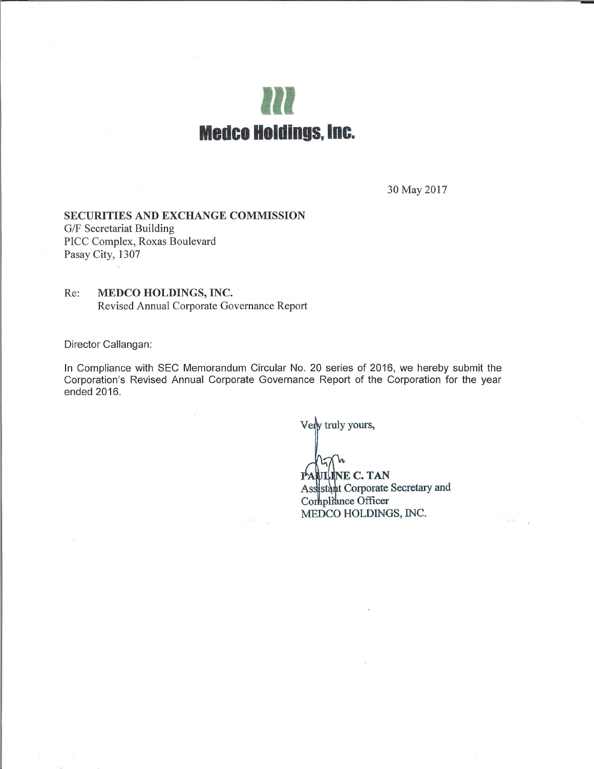# Medco Holdings, Inc.

30 May 2017

**SECURITIES AND EXCHANGE COMMISSION**
G/F Secretariat Building
PICC Complex, Roxas Boulevard
Pasay City, 1307

Re: **MEDCO HOLDINGS, INC.**
Revised Annual Corporate Governance Report

Director Callangan:

In Compliance with SEC Memorandum Circular No. 20 series of 2016, we hereby submit the Corporation's Revised Annual Corporate Governance Report of the Corporation for the year ended 2016.

Very truly yours,

**PAULINE C. TAN**
Assistant Corporate Secretary and
Compliance Officer
MEDCO HOLDINGS, INC.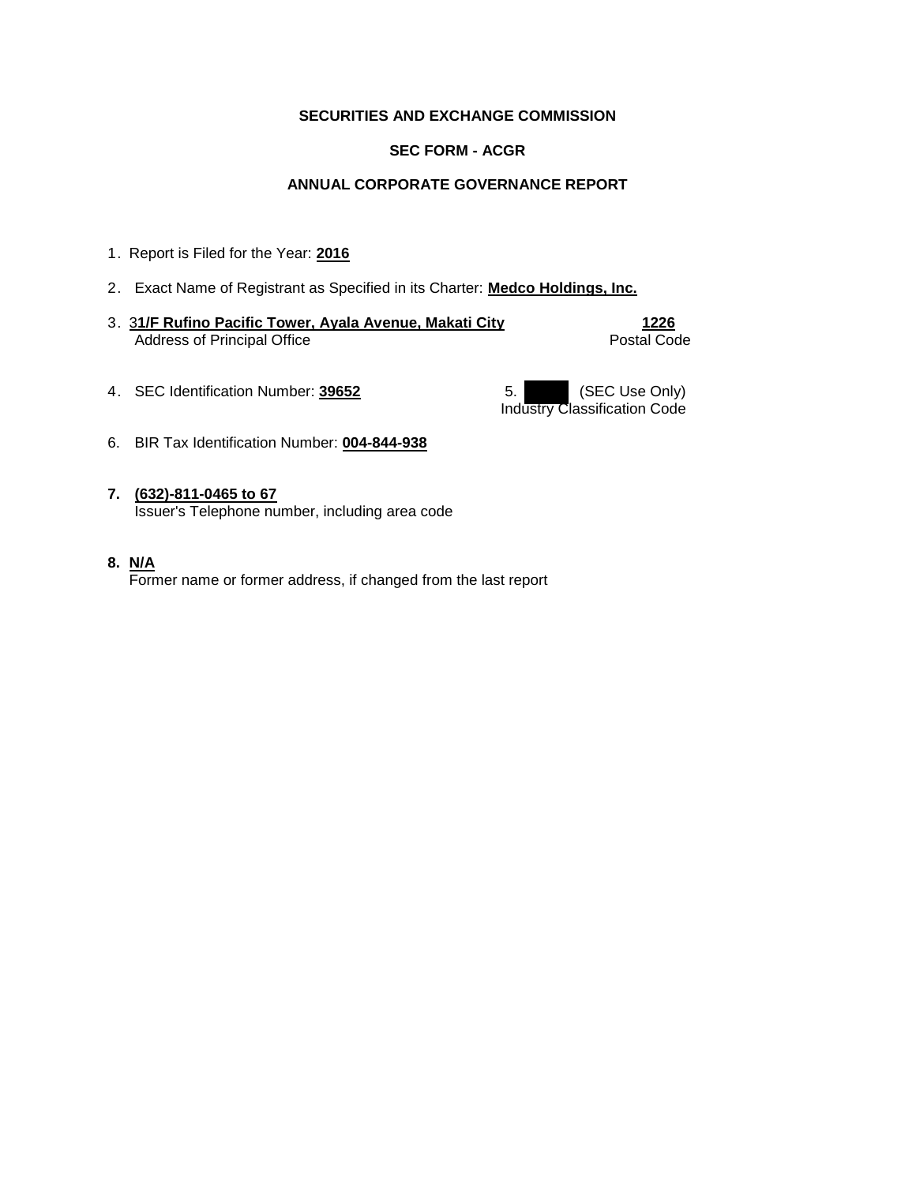**SECURITIES AND EXCHANGE COMMISSION**

**SEC FORM - ACGR**

**ANNUAL CORPORATE GOVERNANCE REPORT**

1. Report is Filed for the Year: **2016**

2. Exact Name of Registrant as Specified in its Charter: **Medco Holdings, Inc.**

3. 3**1/F Rufino Pacific Tower, Ayala Avenue, Makati City** **1226**
   Address of Principal Office Postal Code

4. SEC Identification Number: **39652**

5. (SEC Use Only)
   Industry Classification Code

6. BIR Tax Identification Number: **004-844-938**

7. **(632)-811-0465 to 67**
   Issuer's Telephone number, including area code

8. **N/A**
   Former name or former address, if changed from the last report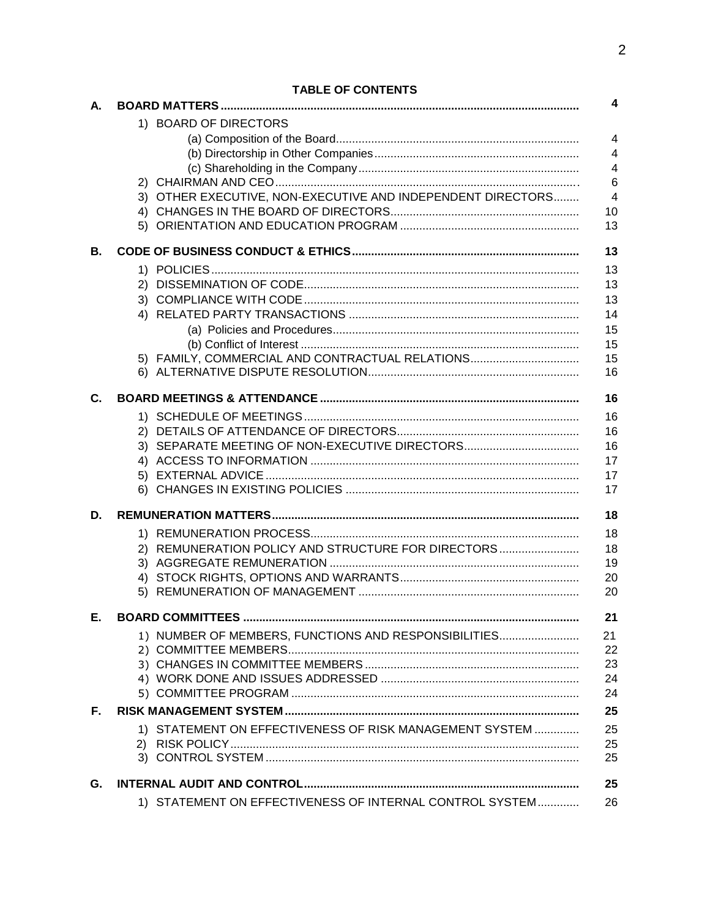**TABLE OF CONTENTS**

| | | |
|---|---|---|
| **A.** | **BOARD MATTERS** | **4** |
| | 1) BOARD OF DIRECTORS | |
| | (a) Composition of the Board | 4 |
| | (b) Directorship in Other Companies | 4 |
| | (c) Shareholding in the Company | 4 |
| | 2) CHAIRMAN AND CEO | 6 |
| | 3) OTHER EXECUTIVE, NON-EXECUTIVE AND INDEPENDENT DIRECTORS | 4 |
| | 4) CHANGES IN THE BOARD OF DIRECTORS | 10 |
| | 5) ORIENTATION AND EDUCATION PROGRAM | 13 |
| **B.** | **CODE OF BUSINESS CONDUCT & ETHICS** | **13** |
| | 1) POLICIES | 13 |
| | 2) DISSEMINATION OF CODE | 13 |
| | 3) COMPLIANCE WITH CODE | 13 |
| | 4) RELATED PARTY TRANSACTIONS | 14 |
| | (a) Policies and Procedures | 15 |
| | (b) Conflict of Interest | 15 |
| | 5) FAMILY, COMMERCIAL AND CONTRACTUAL RELATIONS | 15 |
| | 6) ALTERNATIVE DISPUTE RESOLUTION | 16 |
| **C.** | **BOARD MEETINGS & ATTENDANCE** | **16** |
| | 1) SCHEDULE OF MEETINGS | 16 |
| | 2) DETAILS OF ATTENDANCE OF DIRECTORS | 16 |
| | 3) SEPARATE MEETING OF NON-EXECUTIVE DIRECTORS | 16 |
| | 4) ACCESS TO INFORMATION | 17 |
| | 5) EXTERNAL ADVICE | 17 |
| | 6) CHANGES IN EXISTING POLICIES | 17 |
| **D.** | **REMUNERATION MATTERS** | **18** |
| | 1) REMUNERATION PROCESS | 18 |
| | 2) REMUNERATION POLICY AND STRUCTURE FOR DIRECTORS | 18 |
| | 3) AGGREGATE REMUNERATION | 19 |
| | 4) STOCK RIGHTS, OPTIONS AND WARRANTS | 20 |
| | 5) REMUNERATION OF MANAGEMENT | 20 |
| **E.** | **BOARD COMMITTEES** | **21** |
| | 1) NUMBER OF MEMBERS, FUNCTIONS AND RESPONSIBILITIES | 21 |
| | 2) COMMITTEE MEMBERS | 22 |
| | 3) CHANGES IN COMMITTEE MEMBERS | 23 |
| | 4) WORK DONE AND ISSUES ADDRESSED | 24 |
| | 5) COMMITTEE PROGRAM | 24 |
| **F.** | **RISK MANAGEMENT SYSTEM** | **25** |
| | 1) STATEMENT ON EFFECTIVENESS OF RISK MANAGEMENT SYSTEM | 25 |
| | 2) RISK POLICY | 25 |
| | 3) CONTROL SYSTEM | 25 |
| **G.** | **INTERNAL AUDIT AND CONTROL** | **25** |
| | 1) STATEMENT ON EFFECTIVENESS OF INTERNAL CONTROL SYSTEM | 26 |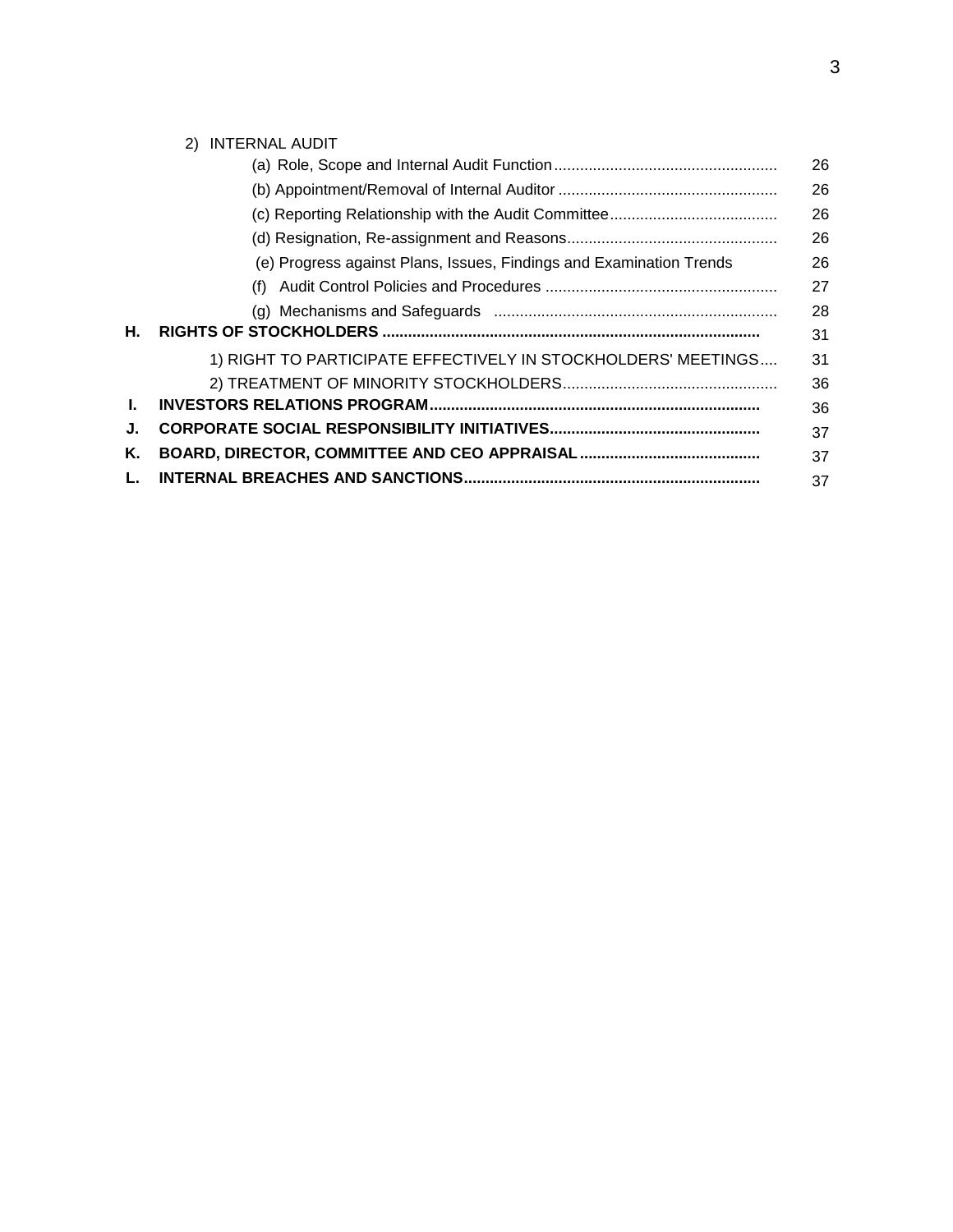2) INTERNAL AUDIT

| | | |
|---|---|---|
| | (a) Role, Scope and Internal Audit Function | 26 |
| | (b) Appointment/Removal of Internal Auditor | 26 |
| | (c) Reporting Relationship with the Audit Committee | 26 |
| | (d) Resignation, Re-assignment and Reasons | 26 |
| | (e) Progress against Plans, Issues, Findings and Examination Trends | 26 |
| | (f) Audit Control Policies and Procedures | 27 |
| | (g) Mechanisms and Safeguards | 28 |
| **H.** | **RIGHTS OF STOCKHOLDERS** | 31 |
| | 1) RIGHT TO PARTICIPATE EFFECTIVELY IN STOCKHOLDERS' MEETINGS | 31 |
| | 2) TREATMENT OF MINORITY STOCKHOLDERS | 36 |
| **I.** | **INVESTORS RELATIONS PROGRAM** | 36 |
| **J.** | **CORPORATE SOCIAL RESPONSIBILITY INITIATIVES** | 37 |
| **K.** | **BOARD, DIRECTOR, COMMITTEE AND CEO APPRAISAL** | 37 |
| **L.** | **INTERNAL BREACHES AND SANCTIONS** | 37 |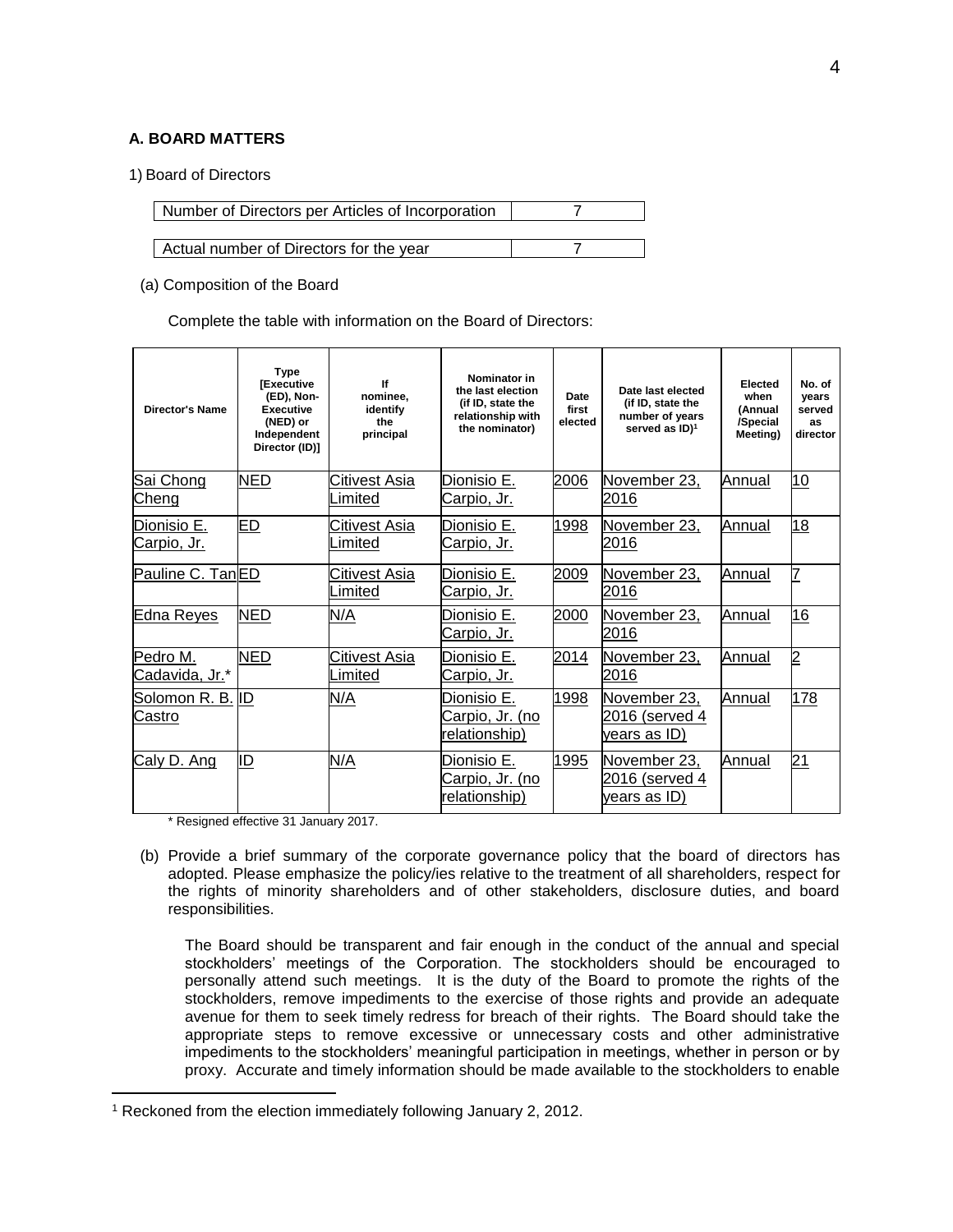### A. BOARD MATTERS

1) Board of Directors

| Number of Directors per Articles of Incorporation | 7 |
|---|---|
| Actual number of Directors for the year | 7 |

(a) Composition of the Board

Complete the table with information on the Board of Directors:

| Director's Name | Type [Executive (ED), Non-Executive (NED) or Independent Director (ID)] | If nominee, identify the principal | Nominator in the last election (if ID, state the relationship with the nominator) | Date first elected | Date last elected (if ID, state the number of years served as ID)[1] | Elected when (Annual /Special Meeting) | No. of years served as director |
|---|---|---|---|---|---|---|---|
| Sai Chong Cheng | NED | Citivest Asia Limited | Dionisio E. Carpio, Jr. | 2006 | November 23, 2016 | Annual | 10 |
| Dionisio E. Carpio, Jr. | ED | Citivest Asia Limited | Dionisio E. Carpio, Jr. | 1998 | November 23, 2016 | Annual | 18 |
| Pauline C. Tan | ED | Citivest Asia Limited | Dionisio E. Carpio, Jr. | 2009 | November 23, 2016 | Annual | 7 |
| Edna Reyes | NED | N/A | Dionisio E. Carpio, Jr. | 2000 | November 23, 2016 | Annual | 16 |
| Pedro M. Cadavida, Jr.* | NED | Citivest Asia Limited | Dionisio E. Carpio, Jr. | 2014 | November 23, 2016 | Annual | 2 |
| Solomon R. B. Castro | ID | N/A | Dionisio E. Carpio, Jr. (no relationship) | 1998 | November 23, 2016 (served 4 years as ID) | Annual | 178 |
| Caly D. Ang | ID | N/A | Dionisio E. Carpio, Jr. (no relationship) | 1995 | November 23, 2016 (served 4 years as ID) | Annual | 21 |

\* Resigned effective 31 January 2017.

(b) Provide a brief summary of the corporate governance policy that the board of directors has adopted. Please emphasize the policy/ies relative to the treatment of all shareholders, respect for the rights of minority shareholders and of other stakeholders, disclosure duties, and board responsibilities.

The Board should be transparent and fair enough in the conduct of the annual and special stockholders' meetings of the Corporation. The stockholders should be encouraged to personally attend such meetings. It is the duty of the Board to promote the rights of the stockholders, remove impediments to the exercise of those rights and provide an adequate avenue for them to seek timely redress for breach of their rights. The Board should take the appropriate steps to remove excessive or unnecessary costs and other administrative impediments to the stockholders' meaningful participation in meetings, whether in person or by proxy. Accurate and timely information should be made available to the stockholders to enable

[1] Reckoned from the election immediately following January 2, 2012.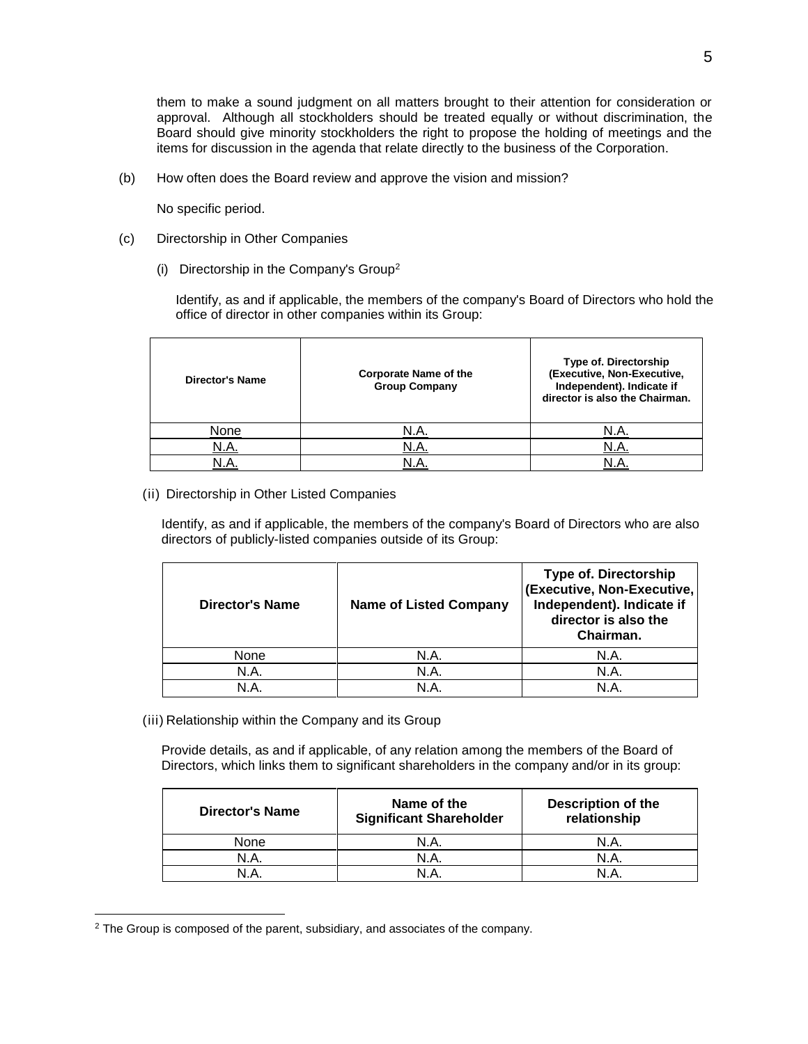them to make a sound judgment on all matters brought to their attention for consideration or approval. Although all stockholders should be treated equally or without discrimination, the Board should give minority stockholders the right to propose the holding of meetings and the items for discussion in the agenda that relate directly to the business of the Corporation.

(b) How often does the Board review and approve the vision and mission?

No specific period.

(c) Directorship in Other Companies

(i) Directorship in the Company's Group[2]

Identify, as and if applicable, the members of the company's Board of Directors who hold the office of director in other companies within its Group:

| Director's Name | Corporate Name of the Group Company | Type of. Directorship (Executive, Non-Executive, Independent). Indicate if director is also the Chairman. |
|---|---|---|
| None | N.A. | N.A. |
| N.A. | N.A. | N.A. |
| N.A. | N.A. | N.A. |

(ii) Directorship in Other Listed Companies

Identify, as and if applicable, the members of the company's Board of Directors who are also directors of publicly-listed companies outside of its Group:

| Director's Name | Name of Listed Company | Type of. Directorship (Executive, Non-Executive, Independent). Indicate if director is also the Chairman. |
|---|---|---|
| None | N.A. | N.A. |
| N.A. | N.A. | N.A. |
| N.A. | N.A. | N.A. |

(iii) Relationship within the Company and its Group

Provide details, as and if applicable, of any relation among the members of the Board of Directors, which links them to significant shareholders in the company and/or in its group:

| Director's Name | Name of the Significant Shareholder | Description of the relationship |
|---|---|---|
| None | N.A. | N.A. |
| N.A. | N.A. | N.A. |
| N.A. | N.A. | N.A. |

[2] The Group is composed of the parent, subsidiary, and associates of the company.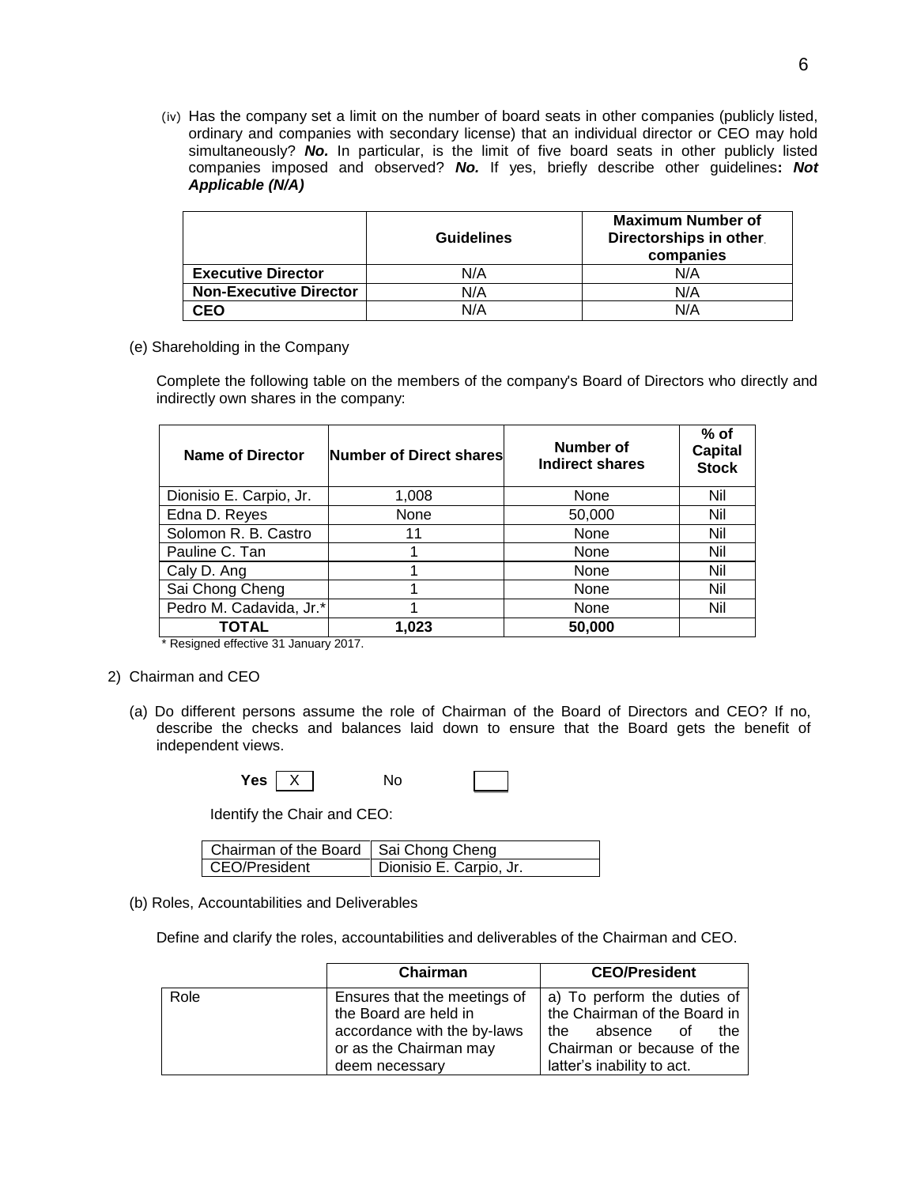(iv) Has the company set a limit on the number of board seats in other companies (publicly listed, ordinary and companies with secondary license) that an individual director or CEO may hold simultaneously? ***No.*** In particular, is the limit of five board seats in other publicly listed companies imposed and observed? ***No.*** If yes, briefly describe other guidelines**: *Not Applicable (N/A)***

| | **Guidelines** | **Maximum Number of Directorships in other companies** |
|---|---|---|
| **Executive Director** | N/A | N/A |
| **Non-Executive Director** | N/A | N/A |
| **CEO** | N/A | N/A |

(e) Shareholding in the Company

Complete the following table on the members of the company's Board of Directors who directly and indirectly own shares in the company:

| **Name of Director** | **Number of Direct shares** | **Number of Indirect shares** | **% of Capital Stock** |
|---|---|---|---|
| Dionisio E. Carpio, Jr. | 1,008 | None | Nil |
| Edna D. Reyes | None | 50,000 | Nil |
| Solomon R. B. Castro | 11 | None | Nil |
| Pauline C. Tan | 1 | None | Nil |
| Caly D. Ang | 1 | None | Nil |
| Sai Chong Cheng | 1 | None | Nil |
| Pedro M. Cadavida, Jr.* | 1 | None | Nil |
| **TOTAL** | **1,023** | **50,000** | |

\* Resigned effective 31 January 2017.

2) Chairman and CEO

(a) Do different persons assume the role of Chairman of the Board of Directors and CEO? If no, describe the checks and balances laid down to ensure that the Board gets the benefit of independent views.

**Yes** [X] No [ ]

Identify the Chair and CEO:

| Chairman of the Board | Sai Chong Cheng |
|---|---|
| CEO/President | Dionisio E. Carpio, Jr. |

(b) Roles, Accountabilities and Deliverables

Define and clarify the roles, accountabilities and deliverables of the Chairman and CEO.

| | **Chairman** | **CEO/President** |
|---|---|---|
| Role | Ensures that the meetings of the Board are held in accordance with the by-laws or as the Chairman may deem necessary | a) To perform the duties of the Chairman of the Board in the absence of the Chairman or because of the latter's inability to act. |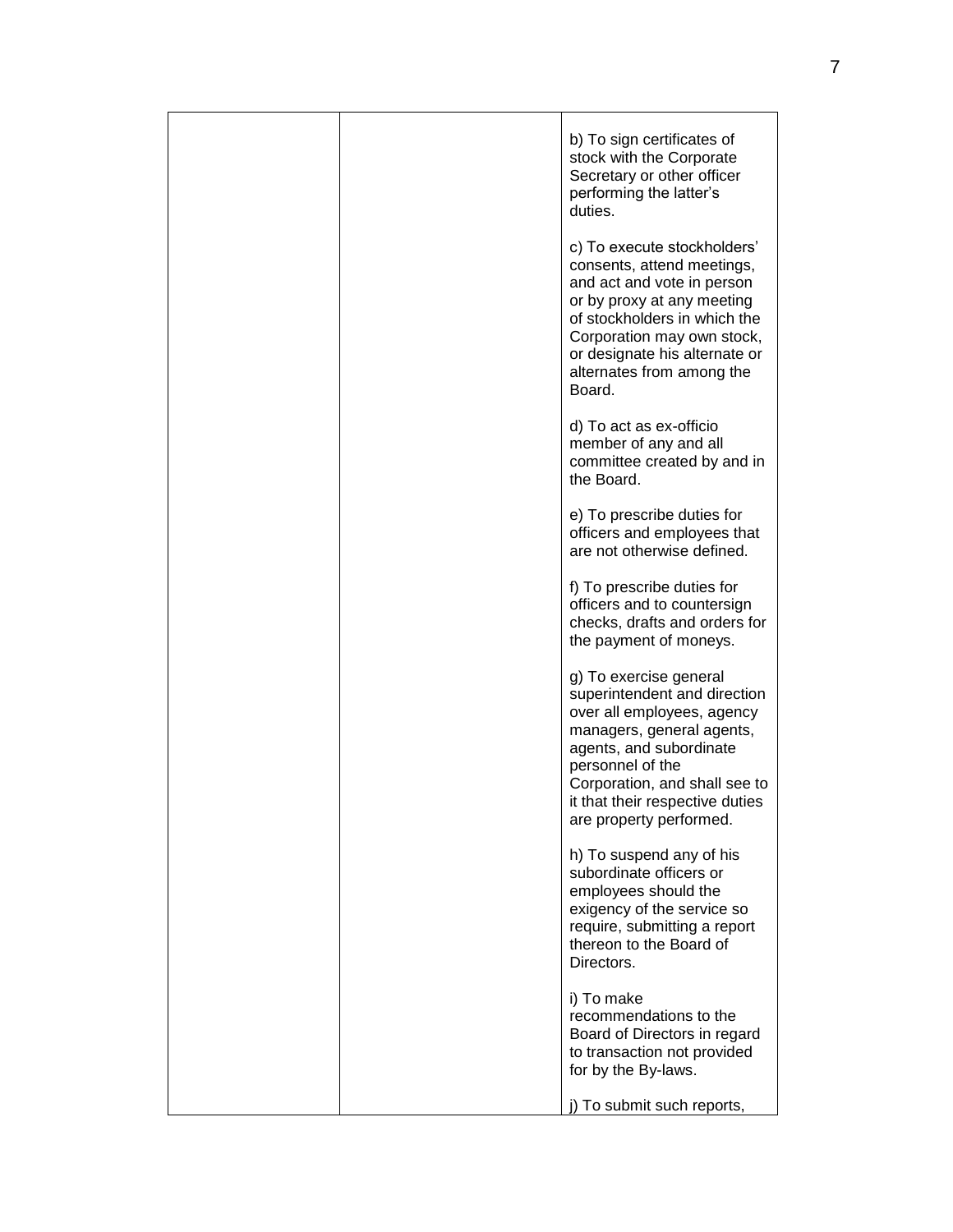|  |  | b) To sign certificates of stock with the Corporate Secretary or other officer performing the latter's duties.<br><br>c) To execute stockholders' consents, attend meetings, and act and vote in person or by proxy at any meeting of stockholders in which the Corporation may own stock, or designate his alternate or alternates from among the Board.<br><br>d) To act as ex-officio member of any and all committee created by and in the Board.<br><br>e) To prescribe duties for officers and employees that are not otherwise defined.<br><br>f) To prescribe duties for officers and to countersign checks, drafts and orders for the payment of moneys.<br><br>g) To exercise general superintendent and direction over all employees, agency managers, general agents, agents, and subordinate personnel of the Corporation, and shall see to it that their respective duties are property performed.<br><br>h) To suspend any of his subordinate officers or employees should the exigency of the service so require, submitting a report thereon to the Board of Directors.<br><br>i) To make recommendations to the Board of Directors in regard to transaction not provided for by the By-laws.<br><br>j) To submit such reports, |
|---|---|---|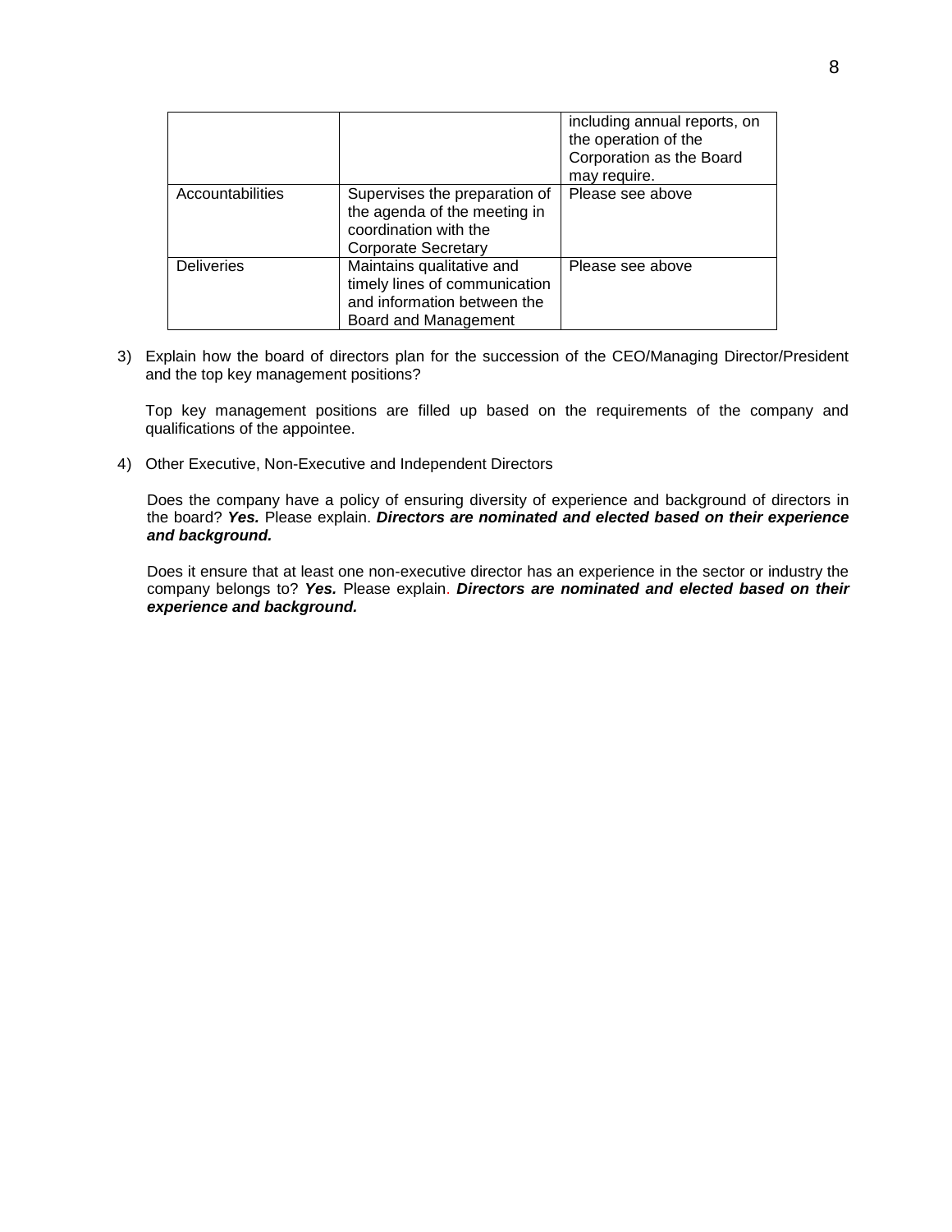| | | |
|---|---|---|
| | | including annual reports, on the operation of the Corporation as the Board may require. |
| Accountabilities | Supervises the preparation of the agenda of the meeting in coordination with the Corporate Secretary | Please see above |
| Deliveries | Maintains qualitative and timely lines of communication and information between the Board and Management | Please see above |

3) Explain how the board of directors plan for the succession of the CEO/Managing Director/President and the top key management positions?

   Top key management positions are filled up based on the requirements of the company and qualifications of the appointee.

4) Other Executive, Non-Executive and Independent Directors

   Does the company have a policy of ensuring diversity of experience and background of directors in the board? ***Yes.*** Please explain. ***Directors are nominated and elected based on their experience and background.***

   Does it ensure that at least one non-executive director has an experience in the sector or industry the company belongs to? ***Yes.*** Please explain. ***Directors are nominated and elected based on their experience and background.***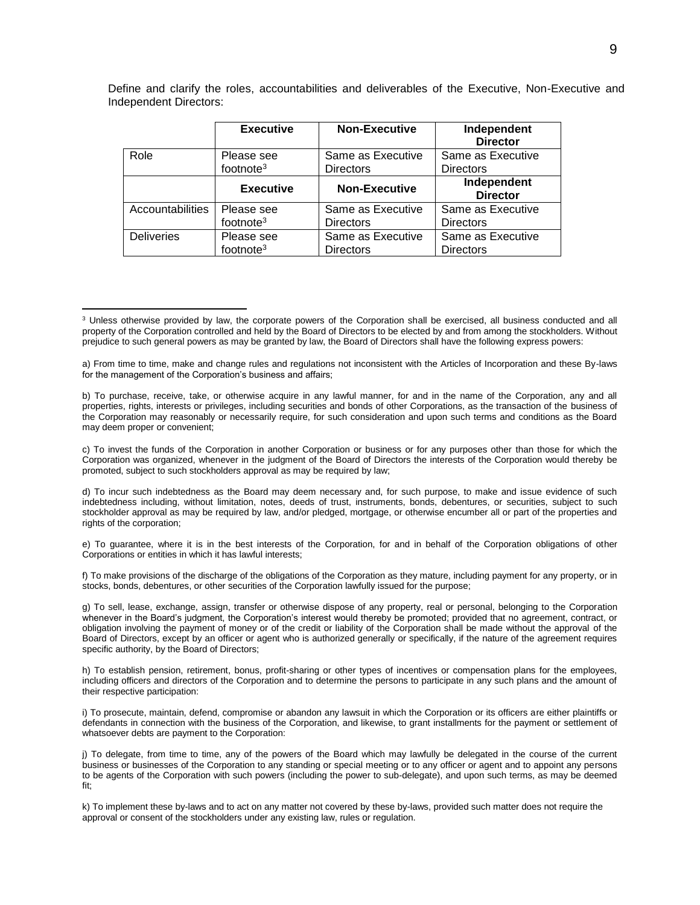Define and clarify the roles, accountabilities and deliverables of the Executive, Non-Executive and Independent Directors:

| | Executive | Non-Executive | Independent Director |
|---|---|---|---|
| Role | Please see footnote[3] | Same as Executive Directors | Same as Executive Directors |
| | **Executive** | **Non-Executive** | **Independent Director** |
| Accountabilities | Please see footnote[3] | Same as Executive Directors | Same as Executive Directors |
| Deliveries | Please see footnote[3] | Same as Executive Directors | Same as Executive Directors |

---

[3] Unless otherwise provided by law, the corporate powers of the Corporation shall be exercised, all business conducted and all property of the Corporation controlled and held by the Board of Directors to be elected by and from among the stockholders. Without prejudice to such general powers as may be granted by law, the Board of Directors shall have the following express powers:

a) From time to time, make and change rules and regulations not inconsistent with the Articles of Incorporation and these By-laws for the management of the Corporation's business and affairs;

b) To purchase, receive, take, or otherwise acquire in any lawful manner, for and in the name of the Corporation, any and all properties, rights, interests or privileges, including securities and bonds of other Corporations, as the transaction of the business of the Corporation may reasonably or necessarily require, for such consideration and upon such terms and conditions as the Board may deem proper or convenient;

c) To invest the funds of the Corporation in another Corporation or business or for any purposes other than those for which the Corporation was organized, whenever in the judgment of the Board of Directors the interests of the Corporation would thereby be promoted, subject to such stockholders approval as may be required by law;

d) To incur such indebtedness as the Board may deem necessary and, for such purpose, to make and issue evidence of such indebtedness including, without limitation, notes, deeds of trust, instruments, bonds, debentures, or securities, subject to such stockholder approval as may be required by law, and/or pledged, mortgage, or otherwise encumber all or part of the properties and rights of the corporation;

e) To guarantee, where it is in the best interests of the Corporation, for and in behalf of the Corporation obligations of other Corporations or entities in which it has lawful interests;

f) To make provisions of the discharge of the obligations of the Corporation as they mature, including payment for any property, or in stocks, bonds, debentures, or other securities of the Corporation lawfully issued for the purpose;

g) To sell, lease, exchange, assign, transfer or otherwise dispose of any property, real or personal, belonging to the Corporation whenever in the Board's judgment, the Corporation's interest would thereby be promoted; provided that no agreement, contract, or obligation involving the payment of money or of the credit or liability of the Corporation shall be made without the approval of the Board of Directors, except by an officer or agent who is authorized generally or specifically, if the nature of the agreement requires specific authority, by the Board of Directors;

h) To establish pension, retirement, bonus, profit-sharing or other types of incentives or compensation plans for the employees, including officers and directors of the Corporation and to determine the persons to participate in any such plans and the amount of their respective participation:

i) To prosecute, maintain, defend, compromise or abandon any lawsuit in which the Corporation or its officers are either plaintiffs or defendants in connection with the business of the Corporation, and likewise, to grant installments for the payment or settlement of whatsoever debts are payment to the Corporation:

j) To delegate, from time to time, any of the powers of the Board which may lawfully be delegated in the course of the current business or businesses of the Corporation to any standing or special meeting or to any officer or agent and to appoint any persons to be agents of the Corporation with such powers (including the power to sub-delegate), and upon such terms, as may be deemed fit;

k) To implement these by-laws and to act on any matter not covered by these by-laws, provided such matter does not require the approval or consent of the stockholders under any existing law, rules or regulation.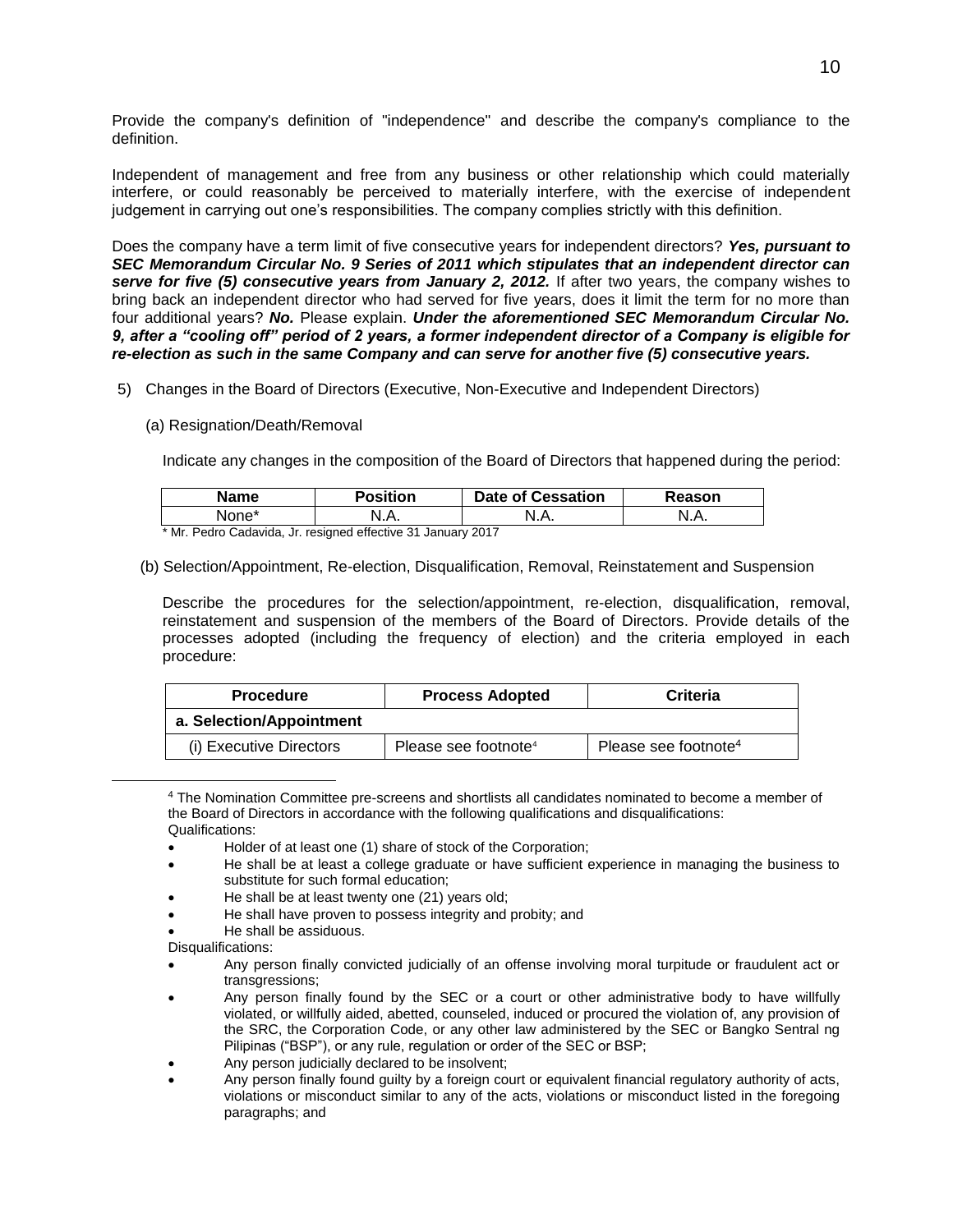Provide the company's definition of "independence" and describe the company's compliance to the definition.

Independent of management and free from any business or other relationship which could materially interfere, or could reasonably be perceived to materially interfere, with the exercise of independent judgement in carrying out one's responsibilities. The company complies strictly with this definition.

Does the company have a term limit of five consecutive years for independent directors? ***Yes, pursuant to SEC Memorandum Circular No. 9 Series of 2011 which stipulates that an independent director can serve for five (5) consecutive years from January 2, 2012.*** If after two years, the company wishes to bring back an independent director who had served for five years, does it limit the term for no more than four additional years? ***No.*** Please explain. ***Under the aforementioned SEC Memorandum Circular No. 9, after a "cooling off" period of 2 years, a former independent director of a Company is eligible for re-election as such in the same Company and can serve for another five (5) consecutive years.***

5) Changes in the Board of Directors (Executive, Non-Executive and Independent Directors)

(a) Resignation/Death/Removal

Indicate any changes in the composition of the Board of Directors that happened during the period:

| Name | Position | Date of Cessation | Reason |
|---|---|---|---|
| None* | N.A. | N.A. | N.A. |

\* Mr. Pedro Cadavida, Jr. resigned effective 31 January 2017

(b) Selection/Appointment, Re-election, Disqualification, Removal, Reinstatement and Suspension

Describe the procedures for the selection/appointment, re-election, disqualification, removal, reinstatement and suspension of the members of the Board of Directors. Provide details of the processes adopted (including the frequency of election) and the criteria employed in each procedure:

| Procedure | Process Adopted | Criteria |
|---|---|---|
| **a. Selection/Appointment** | | |
| (i) Executive Directors | Please see footnote[4] | Please see footnote[4] |

[4] The Nomination Committee pre-screens and shortlists all candidates nominated to become a member of the Board of Directors in accordance with the following qualifications and disqualifications:
Qualifications:

- Holder of at least one (1) share of stock of the Corporation;
- He shall be at least a college graduate or have sufficient experience in managing the business to substitute for such formal education;
- He shall be at least twenty one (21) years old;
- He shall have proven to possess integrity and probity; and
- He shall be assiduous.

Disqualifications:

- Any person finally convicted judicially of an offense involving moral turpitude or fraudulent act or transgressions;
- Any person finally found by the SEC or a court or other administrative body to have willfully violated, or willfully aided, abetted, counseled, induced or procured the violation of, any provision of the SRC, the Corporation Code, or any other law administered by the SEC or Bangko Sentral ng Pilipinas ("BSP"), or any rule, regulation or order of the SEC or BSP;
- Any person judicially declared to be insolvent;
- Any person finally found guilty by a foreign court or equivalent financial regulatory authority of acts, violations or misconduct similar to any of the acts, violations or misconduct listed in the foregoing paragraphs; and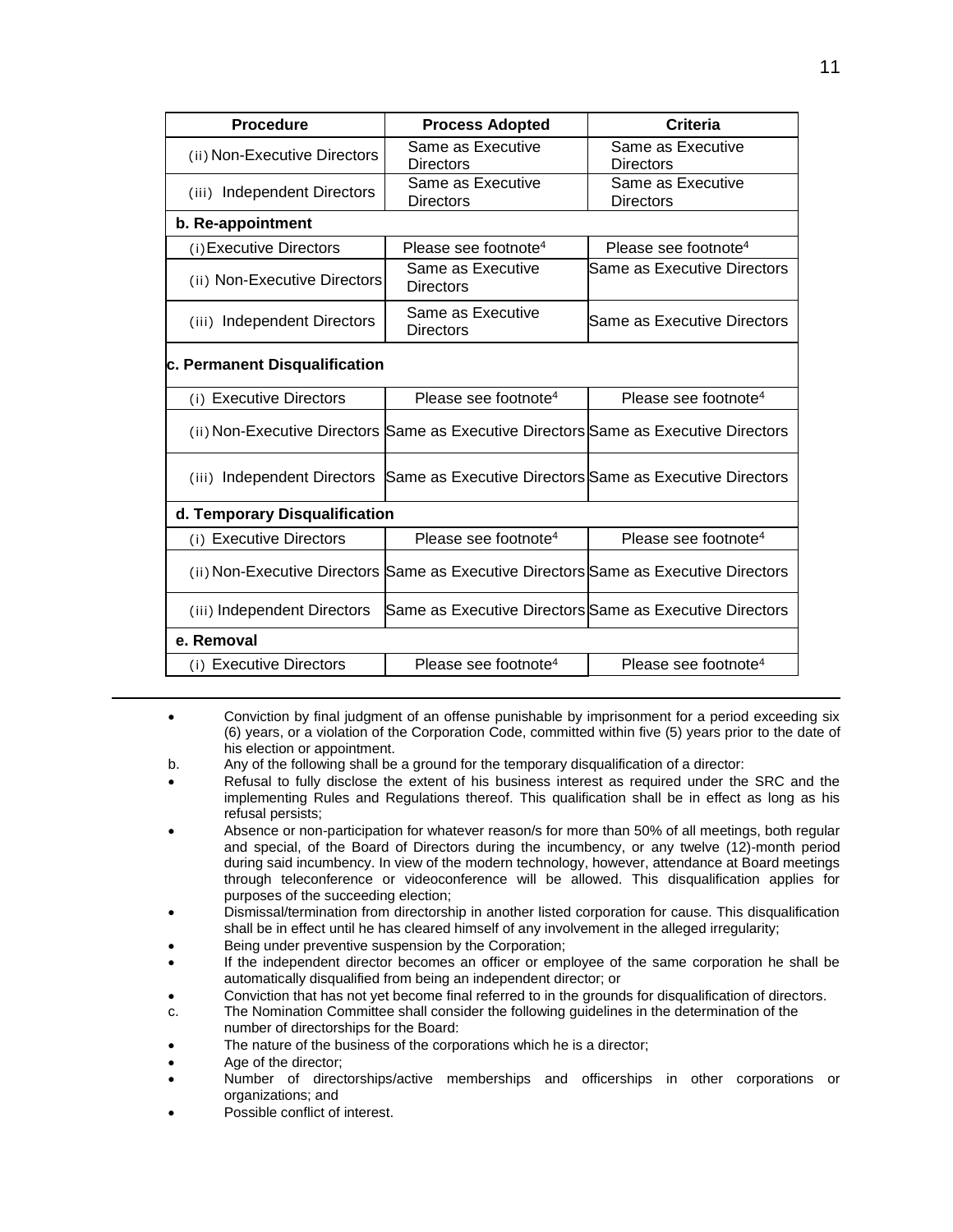| Procedure | Process Adopted | Criteria |
|---|---|---|
| (ii) Non-Executive Directors | Same as Executive Directors | Same as Executive Directors |
| (iii) Independent Directors | Same as Executive Directors | Same as Executive Directors |
| **b. Re-appointment** | | |
| (i) Executive Directors | Please see footnote[4] | Please see footnote[4] |
| (ii) Non-Executive Directors | Same as Executive Directors | Same as Executive Directors |
| (iii) Independent Directors | Same as Executive Directors | Same as Executive Directors |
| **c. Permanent Disqualification** | | |
| (i) Executive Directors | Please see footnote[4] | Please see footnote[4] |
| (ii) Non-Executive Directors | Same as Executive Directors | Same as Executive Directors |
| (iii) Independent Directors | Same as Executive Directors | Same as Executive Directors |
| **d. Temporary Disqualification** | | |
| (i) Executive Directors | Please see footnote[4] | Please see footnote[4] |
| (ii) Non-Executive Directors | Same as Executive Directors | Same as Executive Directors |
| (iii) Independent Directors | Same as Executive Directors | Same as Executive Directors |
| **e. Removal** | | |
| (i) Executive Directors | Please see footnote[4] | Please see footnote[4] |

---

- Conviction by final judgment of an offense punishable by imprisonment for a period exceeding six (6) years, or a violation of the Corporation Code, committed within five (5) years prior to the date of his election or appointment.

b. Any of the following shall be a ground for the temporary disqualification of a director:

- Refusal to fully disclose the extent of his business interest as required under the SRC and the implementing Rules and Regulations thereof. This qualification shall be in effect as long as his refusal persists;
- Absence or non-participation for whatever reason/s for more than 50% of all meetings, both regular and special, of the Board of Directors during the incumbency, or any twelve (12)-month period during said incumbency. In view of the modern technology, however, attendance at Board meetings through teleconference or videoconference will be allowed. This disqualification applies for purposes of the succeeding election;
- Dismissal/termination from directorship in another listed corporation for cause. This disqualification shall be in effect until he has cleared himself of any involvement in the alleged irregularity;
- Being under preventive suspension by the Corporation;
- If the independent director becomes an officer or employee of the same corporation he shall be automatically disqualified from being an independent director; or
- Conviction that has not yet become final referred to in the grounds for disqualification of directors.

c. The Nomination Committee shall consider the following guidelines in the determination of the number of directorships for the Board:

- The nature of the business of the corporations which he is a director;
- Age of the director;
- Number of directorships/active memberships and officerships in other corporations or organizations; and
- Possible conflict of interest.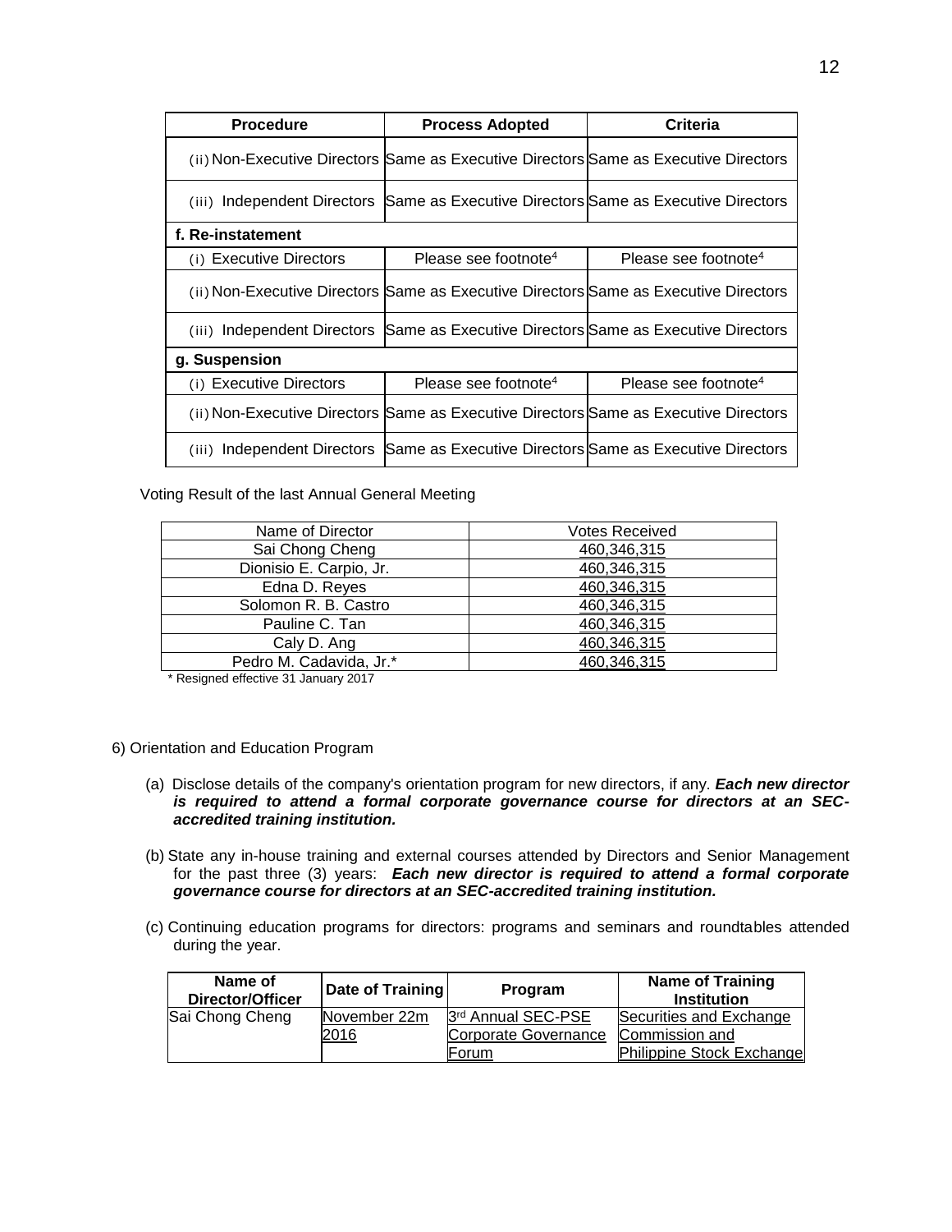| Procedure | Process Adopted | Criteria |
|---|---|---|
| (ii) Non-Executive Directors | Same as Executive Directors | Same as Executive Directors |
| (iii) Independent Directors | Same as Executive Directors | Same as Executive Directors |
| **f. Re-instatement** | | |
| (i) Executive Directors | Please see footnote[4] | Please see footnote[4] |
| (ii) Non-Executive Directors | Same as Executive Directors | Same as Executive Directors |
| (iii) Independent Directors | Same as Executive Directors | Same as Executive Directors |
| **g. Suspension** | | |
| (i) Executive Directors | Please see footnote[4] | Please see footnote[4] |
| (ii) Non-Executive Directors | Same as Executive Directors | Same as Executive Directors |
| (iii) Independent Directors | Same as Executive Directors | Same as Executive Directors |

Voting Result of the last Annual General Meeting

| Name of Director | Votes Received |
|---|---|
| Sai Chong Cheng | 460,346,315 |
| Dionisio E. Carpio, Jr. | 460,346,315 |
| Edna D. Reyes | 460,346,315 |
| Solomon R. B. Castro | 460,346,315 |
| Pauline C. Tan | 460,346,315 |
| Caly D. Ang | 460,346,315 |
| Pedro M. Cadavida, Jr.* | 460,346,315 |

\* Resigned effective 31 January 2017

6) Orientation and Education Program

(a) Disclose details of the company's orientation program for new directors, if any. ***Each new director is required to attend a formal corporate governance course for directors at an SEC-accredited training institution.***

(b) State any in-house training and external courses attended by Directors and Senior Management for the past three (3) years: ***Each new director is required to attend a formal corporate governance course for directors at an SEC-accredited training institution.***

(c) Continuing education programs for directors: programs and seminars and roundtables attended during the year.

| Name of Director/Officer | Date of Training | Program | Name of Training Institution |
|---|---|---|---|
| Sai Chong Cheng | November 22m 2016 | 3rd Annual SEC-PSE Corporate Governance Forum | Securities and Exchange Commission and Philippine Stock Exchange |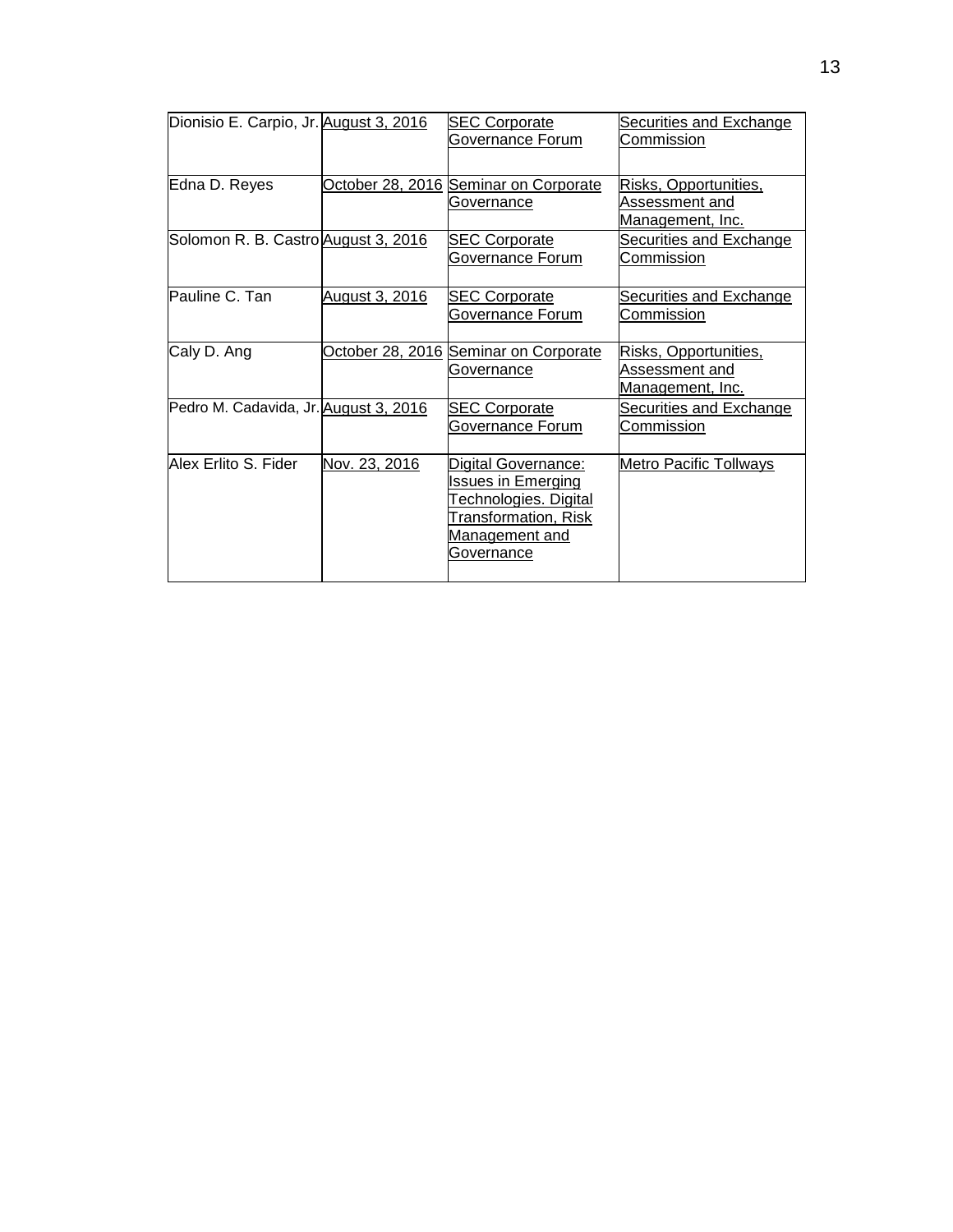| | | | |
|---|---|---|---|
| Dionisio E. Carpio, Jr. | August 3, 2016 | SEC Corporate Governance Forum | Securities and Exchange Commission |
| Edna D. Reyes | October 28, 2016 | Seminar on Corporate Governance | Risks, Opportunities, Assessment and Management, Inc. |
| Solomon R. B. Castro | August 3, 2016 | SEC Corporate Governance Forum | Securities and Exchange Commission |
| Pauline C. Tan | August 3, 2016 | SEC Corporate Governance Forum | Securities and Exchange Commission |
| Caly D. Ang | October 28, 2016 | Seminar on Corporate Governance | Risks, Opportunities, Assessment and Management, Inc. |
| Pedro M. Cadavida, Jr. | August 3, 2016 | SEC Corporate Governance Forum | Securities and Exchange Commission |
| Alex Erlito S. Fider | Nov. 23, 2016 | Digital Governance: Issues in Emerging Technologies. Digital Transformation, Risk Management and Governance | Metro Pacific Tollways |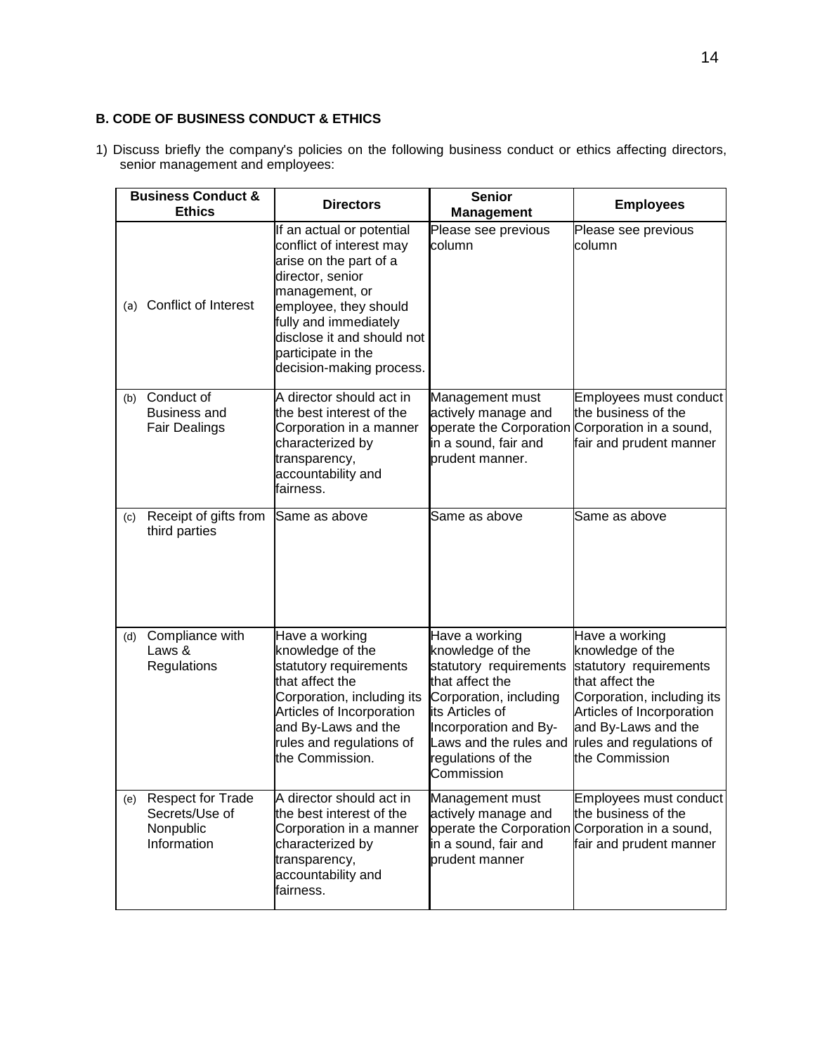**B. CODE OF BUSINESS CONDUCT & ETHICS**

1) Discuss briefly the company's policies on the following business conduct or ethics affecting directors, senior management and employees:

| Business Conduct & Ethics | Directors | Senior Management | Employees |
|---|---|---|---|
| (a) Conflict of Interest | If an actual or potential conflict of interest may arise on the part of a director, senior management, or employee, they should fully and immediately disclose it and should not participate in the decision-making process. | Please see previous column | Please see previous column |
| (b) Conduct of Business and Fair Dealings | A director should act in the best interest of the Corporation in a manner characterized by transparency, accountability and fairness. | Management must actively manage and operate the Corporation in a sound, fair and prudent manner. | Employees must conduct the business of the Corporation in a sound, fair and prudent manner |
| (c) Receipt of gifts from third parties | Same as above | Same as above | Same as above |
| (d) Compliance with Laws & Regulations | Have a working knowledge of the statutory requirements that affect the Corporation, including its Articles of Incorporation and By-Laws and the rules and regulations of the Commission. | Have a working knowledge of the statutory requirements that affect the Corporation, including its Articles of Incorporation and By-Laws and the rules and regulations of the Commission | Have a working knowledge of the statutory requirements that affect the Corporation, including its Articles of Incorporation and By-Laws and the rules and regulations of the Commission |
| (e) Respect for Trade Secrets/Use of Nonpublic Information | A director should act in the best interest of the Corporation in a manner characterized by transparency, accountability and fairness. | Management must actively manage and operate the Corporation in a sound, fair and prudent manner | Employees must conduct the business of the Corporation in a sound, fair and prudent manner |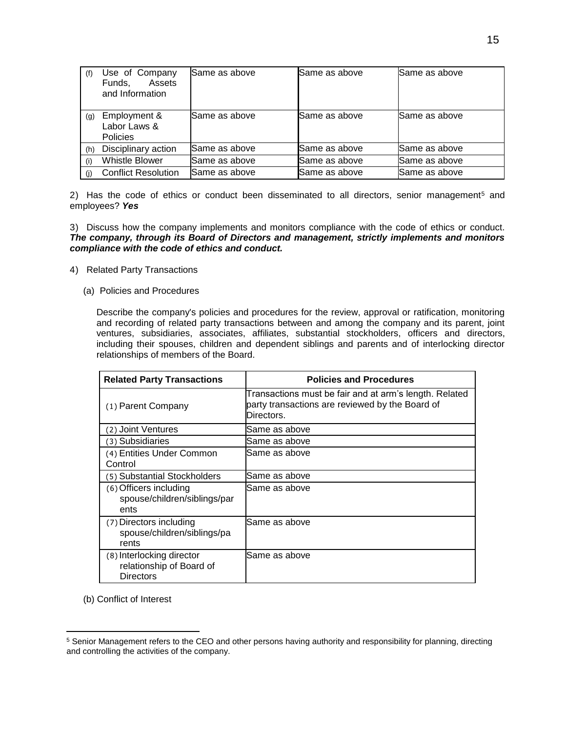| | | | |
|---|---|---|---|
| (f) Use of Company Funds, Assets and Information | Same as above | Same as above | Same as above |
| (g) Employment & Labor Laws & Policies | Same as above | Same as above | Same as above |
| (h) Disciplinary action | Same as above | Same as above | Same as above |
| (i) Whistle Blower | Same as above | Same as above | Same as above |
| (j) Conflict Resolution | Same as above | Same as above | Same as above |

2) Has the code of ethics or conduct been disseminated to all directors, senior management[5] and employees? ***Yes***

3) Discuss how the company implements and monitors compliance with the code of ethics or conduct. ***The company, through its Board of Directors and management, strictly implements and monitors compliance with the code of ethics and conduct.***

4) Related Party Transactions

(a) Policies and Procedures

Describe the company's policies and procedures for the review, approval or ratification, monitoring and recording of related party transactions between and among the company and its parent, joint ventures, subsidiaries, associates, affiliates, substantial stockholders, officers and directors, including their spouses, children and dependent siblings and parents and of interlocking director relationships of members of the Board.

| Related Party Transactions | Policies and Procedures |
|---|---|
| (1) Parent Company | Transactions must be fair and at arm's length. Related party transactions are reviewed by the Board of Directors. |
| (2) Joint Ventures | Same as above |
| (3) Subsidiaries | Same as above |
| (4) Entities Under Common Control | Same as above |
| (5) Substantial Stockholders | Same as above |
| (6) Officers including spouse/children/siblings/parents | Same as above |
| (7) Directors including spouse/children/siblings/parents | Same as above |
| (8) Interlocking director relationship of Board of Directors | Same as above |

(b) Conflict of Interest

[5] Senior Management refers to the CEO and other persons having authority and responsibility for planning, directing and controlling the activities of the company.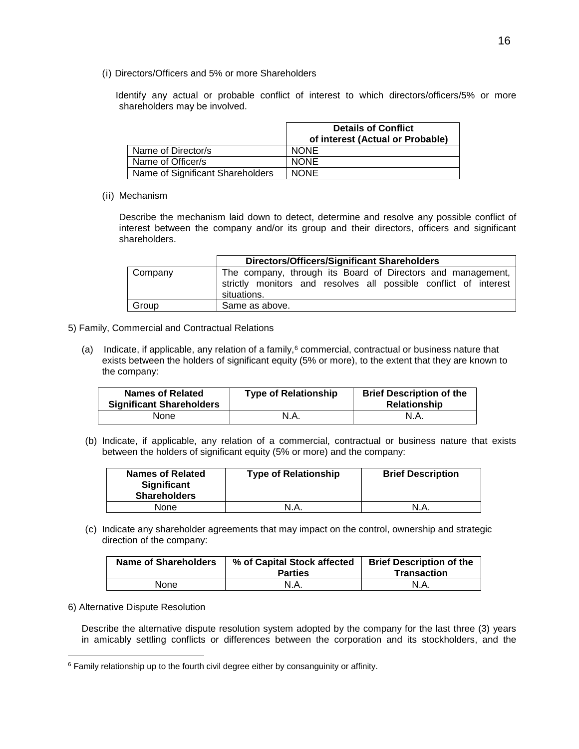(i) Directors/Officers and 5% or more Shareholders

Identify any actual or probable conflict of interest to which directors/officers/5% or more shareholders may be involved.

| | Details of Conflict of interest (Actual or Probable) |
|---|---|
| Name of Director/s | NONE |
| Name of Officer/s | NONE |
| Name of Significant Shareholders | NONE |

(ii) Mechanism

Describe the mechanism laid down to detect, determine and resolve any possible conflict of interest between the company and/or its group and their directors, officers and significant shareholders.

| | Directors/Officers/Significant Shareholders |
|---|---|
| Company | The company, through its Board of Directors and management, strictly monitors and resolves all possible conflict of interest situations. |
| Group | Same as above. |

5) Family, Commercial and Contractual Relations

(a) Indicate, if applicable, any relation of a family,[6] commercial, contractual or business nature that exists between the holders of significant equity (5% or more), to the extent that they are known to the company:

| Names of Related Significant Shareholders | Type of Relationship | Brief Description of the Relationship |
|---|---|---|
| None | N.A. | N.A. |

(b) Indicate, if applicable, any relation of a commercial, contractual or business nature that exists between the holders of significant equity (5% or more) and the company:

| Names of Related Significant Shareholders | Type of Relationship | Brief Description |
|---|---|---|
| None | N.A. | N.A. |

(c) Indicate any shareholder agreements that may impact on the control, ownership and strategic direction of the company:

| Name of Shareholders | % of Capital Stock affected Parties | Brief Description of the Transaction |
|---|---|---|
| None | N.A. | N.A. |

6) Alternative Dispute Resolution

Describe the alternative dispute resolution system adopted by the company for the last three (3) years in amicably settling conflicts or differences between the corporation and its stockholders, and the

[6] Family relationship up to the fourth civil degree either by consanguinity or affinity.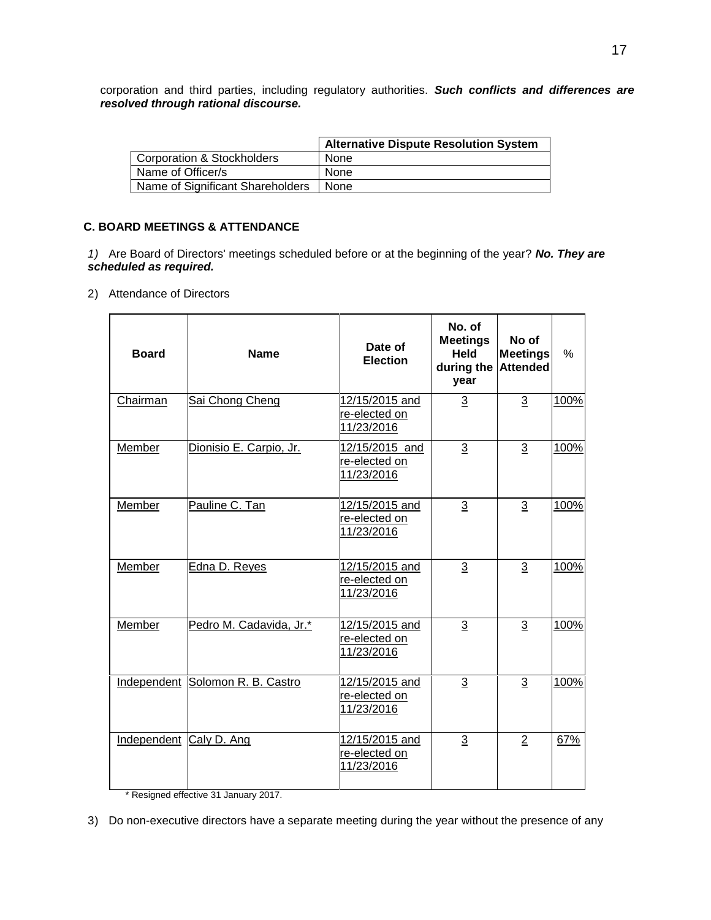corporation and third parties, including regulatory authorities. ***Such conflicts and differences are resolved through rational discourse.***

| | Alternative Dispute Resolution System |
|---|---|
| Corporation & Stockholders | None |
| Name of Officer/s | None |
| Name of Significant Shareholders | None |

### C. BOARD MEETINGS & ATTENDANCE

*1)* Are Board of Directors' meetings scheduled before or at the beginning of the year? ***No. They are scheduled as required.***

2) Attendance of Directors

| Board | Name | Date of Election | No. of Meetings Held during the year | No of Meetings Attended | % |
|---|---|---|---|---|---|
| Chairman | Sai Chong Cheng | 12/15/2015 and re-elected on 11/23/2016 | 3 | 3 | 100% |
| Member | Dionisio E. Carpio, Jr. | 12/15/2015 and re-elected on 11/23/2016 | 3 | 3 | 100% |
| Member | Pauline C. Tan | 12/15/2015 and re-elected on 11/23/2016 | 3 | 3 | 100% |
| Member | Edna D. Reyes | 12/15/2015 and re-elected on 11/23/2016 | 3 | 3 | 100% |
| Member | Pedro M. Cadavida, Jr.* | 12/15/2015 and re-elected on 11/23/2016 | 3 | 3 | 100% |
| Independent | Solomon R. B. Castro | 12/15/2015 and re-elected on 11/23/2016 | 3 | 3 | 100% |
| Independent | Caly D. Ang | 12/15/2015 and re-elected on 11/23/2016 | 3 | 2 | 67% |

\* Resigned effective 31 January 2017.

3) Do non-executive directors have a separate meeting during the year without the presence of any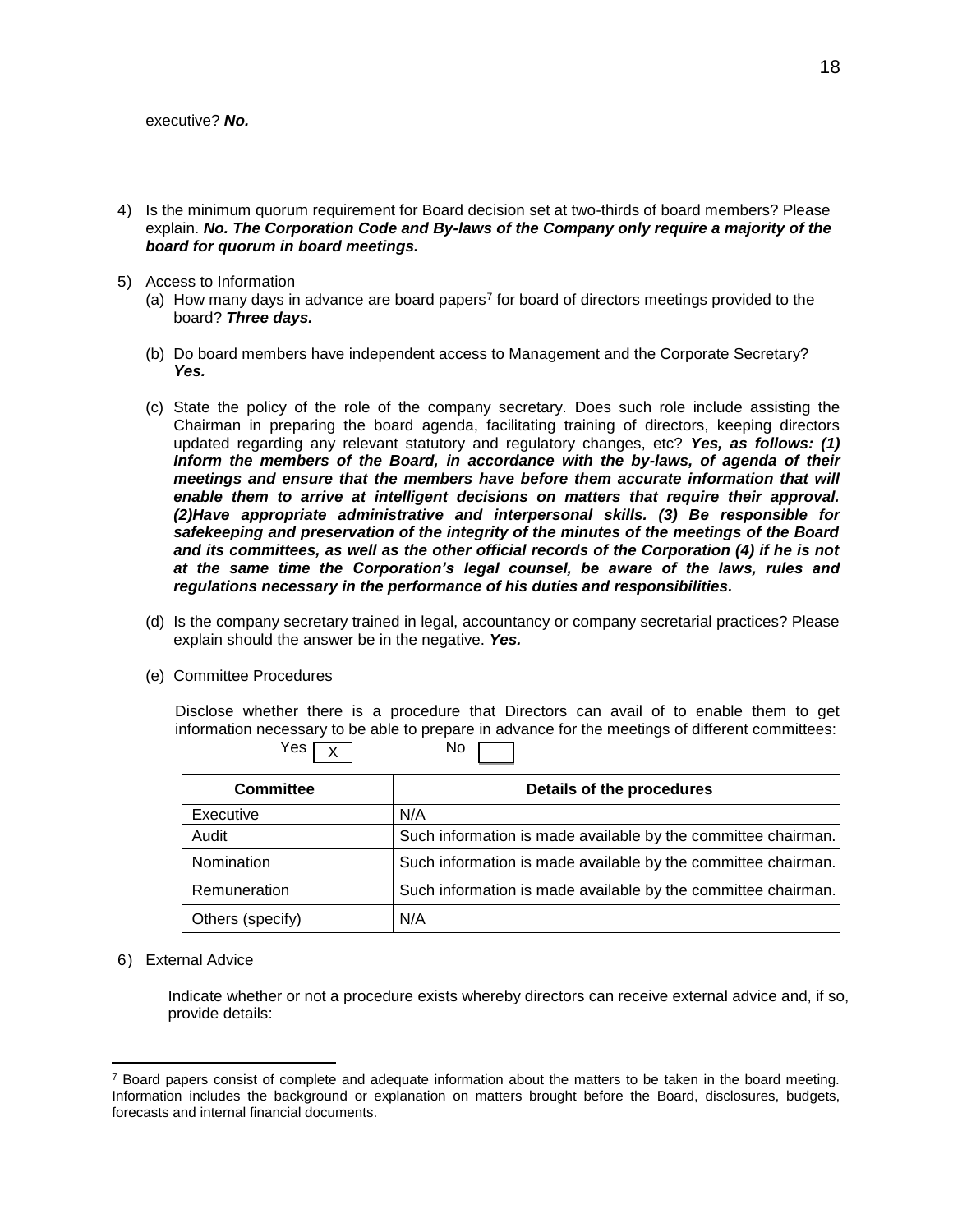executive? ***No.***

4) Is the minimum quorum requirement for Board decision set at two-thirds of board members? Please explain. ***No. The Corporation Code and By-laws of the Company only require a majority of the board for quorum in board meetings.***

5) Access to Information
   (a) How many days in advance are board papers[7] for board of directors meetings provided to the board? ***Three days.***

   (b) Do board members have independent access to Management and the Corporate Secretary? ***Yes.***

   (c) State the policy of the role of the company secretary. Does such role include assisting the Chairman in preparing the board agenda, facilitating training of directors, keeping directors updated regarding any relevant statutory and regulatory changes, etc? ***Yes, as follows: (1) Inform the members of the Board, in accordance with the by-laws, of agenda of their meetings and ensure that the members have before them accurate information that will enable them to arrive at intelligent decisions on matters that require their approval. (2)Have appropriate administrative and interpersonal skills. (3) Be responsible for safekeeping and preservation of the integrity of the minutes of the meetings of the Board and its committees, as well as the other official records of the Corporation (4) if he is not at the same time the Corporation's legal counsel, be aware of the laws, rules and regulations necessary in the performance of his duties and responsibilities.***

   (d) Is the company secretary trained in legal, accountancy or company secretarial practices? Please explain should the answer be in the negative. ***Yes.***

   (e) Committee Procedures

   Disclose whether there is a procedure that Directors can avail of to enable them to get information necessary to be able to prepare in advance for the meetings of different committees:

   Yes [X] No [ ]

| Committee | Details of the procedures |
|---|---|
| Executive | N/A |
| Audit | Such information is made available by the committee chairman. |
| Nomination | Such information is made available by the committee chairman. |
| Remuneration | Such information is made available by the committee chairman. |
| Others (specify) | N/A |

6) External Advice

   Indicate whether or not a procedure exists whereby directors can receive external advice and, if so, provide details:

[7] Board papers consist of complete and adequate information about the matters to be taken in the board meeting. Information includes the background or explanation on matters brought before the Board, disclosures, budgets, forecasts and internal financial documents.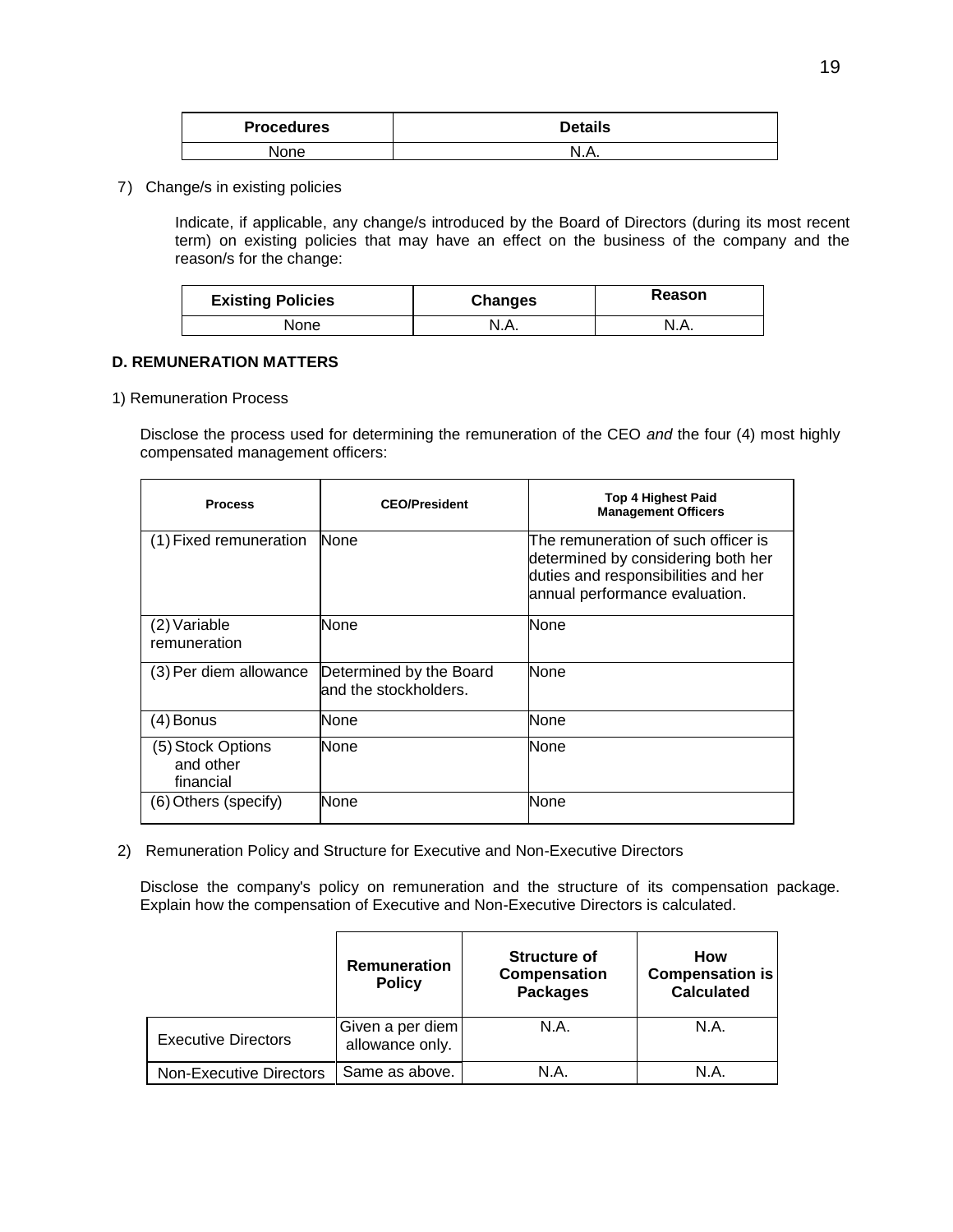| Procedures | Details |
| --- | --- |
| None | N.A. |

7) Change/s in existing policies

Indicate, if applicable, any change/s introduced by the Board of Directors (during its most recent term) on existing policies that may have an effect on the business of the company and the reason/s for the change:

| Existing Policies | Changes | Reason |
| --- | --- | --- |
| None | N.A. | N.A. |

**D. REMUNERATION MATTERS**

1) Remuneration Process

Disclose the process used for determining the remuneration of the CEO *and* the four (4) most highly compensated management officers:

| Process | CEO/President | Top 4 Highest Paid Management Officers |
| --- | --- | --- |
| (1) Fixed remuneration | None | The remuneration of such officer is determined by considering both her duties and responsibilities and her annual performance evaluation. |
| (2) Variable remuneration | None | None |
| (3) Per diem allowance | Determined by the Board and the stockholders. | None |
| (4) Bonus | None | None |
| (5) Stock Options and other financial | None | None |
| (6) Others (specify) | None | None |

2) Remuneration Policy and Structure for Executive and Non-Executive Directors

Disclose the company's policy on remuneration and the structure of its compensation package. Explain how the compensation of Executive and Non-Executive Directors is calculated.

| | Remuneration Policy | Structure of Compensation Packages | How Compensation is Calculated |
| --- | --- | --- | --- |
| Executive Directors | Given a per diem allowance only. | N.A. | N.A. |
| Non-Executive Directors | Same as above. | N.A. | N.A. |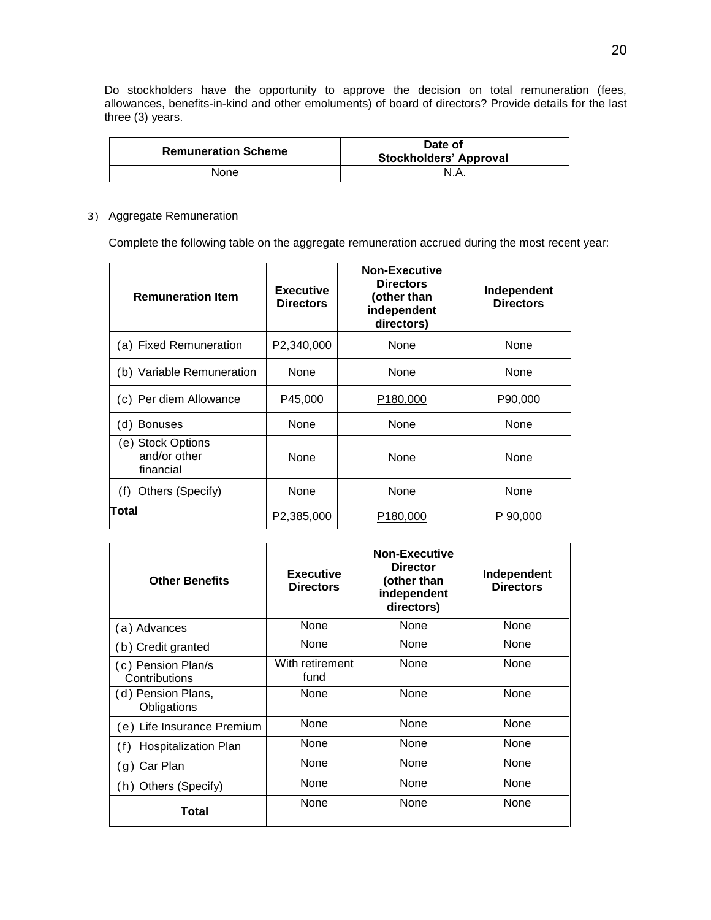Do stockholders have the opportunity to approve the decision on total remuneration (fees, allowances, benefits-in-kind and other emoluments) of board of directors? Provide details for the last three (3) years.

| Remuneration Scheme | Date of Stockholders' Approval |
|---|---|
| None | N.A. |

3) Aggregate Remuneration

Complete the following table on the aggregate remuneration accrued during the most recent year:

| Remuneration Item | Executive Directors | Non-Executive Directors (other than independent directors) | Independent Directors |
|---|---|---|---|
| (a) Fixed Remuneration | P2,340,000 | None | None |
| (b) Variable Remuneration | None | None | None |
| (c) Per diem Allowance | P45,000 | P180,000 | P90,000 |
| (d) Bonuses | None | None | None |
| (e) Stock Options and/or other financial | None | None | None |
| (f) Others (Specify) | None | None | None |
| **Total** | P2,385,000 | P180,000 | P 90,000 |

| Other Benefits | Executive Directors | Non-Executive Director (other than independent directors) | Independent Directors |
|---|---|---|---|
| (a) Advances | None | None | None |
| (b) Credit granted | None | None | None |
| (c) Pension Plan/s Contributions | With retirement fund | None | None |
| (d) Pension Plans, Obligations | None | None | None |
| (e) Life Insurance Premium | None | None | None |
| (f) Hospitalization Plan | None | None | None |
| (g) Car Plan | None | None | None |
| (h) Others (Specify) | None | None | None |
| **Total** | None | None | None |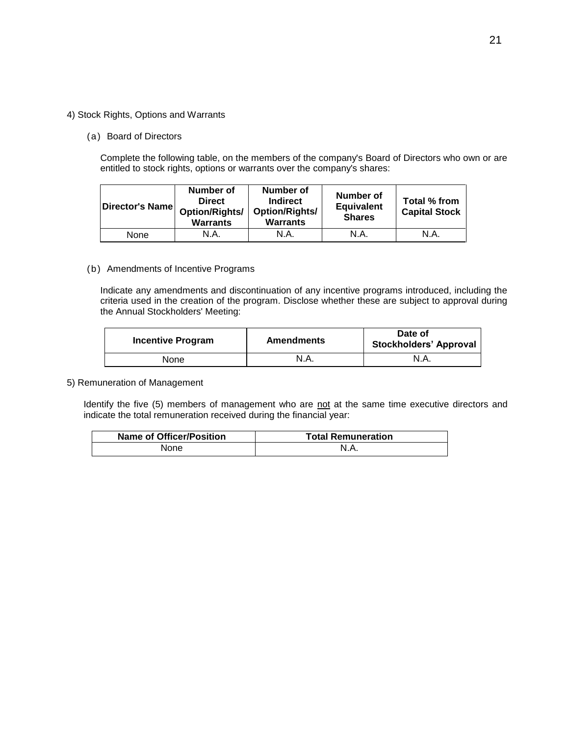4) Stock Rights, Options and Warrants

(a) Board of Directors

Complete the following table, on the members of the company's Board of Directors who own or are entitled to stock rights, options or warrants over the company's shares:

| Director's Name | Number of Direct Option/Rights/ Warrants | Number of Indirect Option/Rights/ Warrants | Number of Equivalent Shares | Total % from Capital Stock |
|---|---|---|---|---|
| None | N.A. | N.A. | N.A. | N.A. |

(b) Amendments of Incentive Programs

Indicate any amendments and discontinuation of any incentive programs introduced, including the criteria used in the creation of the program. Disclose whether these are subject to approval during the Annual Stockholders' Meeting:

| Incentive Program | Amendments | Date of Stockholders' Approval |
|---|---|---|
| None | N.A. | N.A. |

5) Remuneration of Management

Identify the five (5) members of management who are not at the same time executive directors and indicate the total remuneration received during the financial year:

| Name of Officer/Position | Total Remuneration |
|---|---|
| None | N.A. |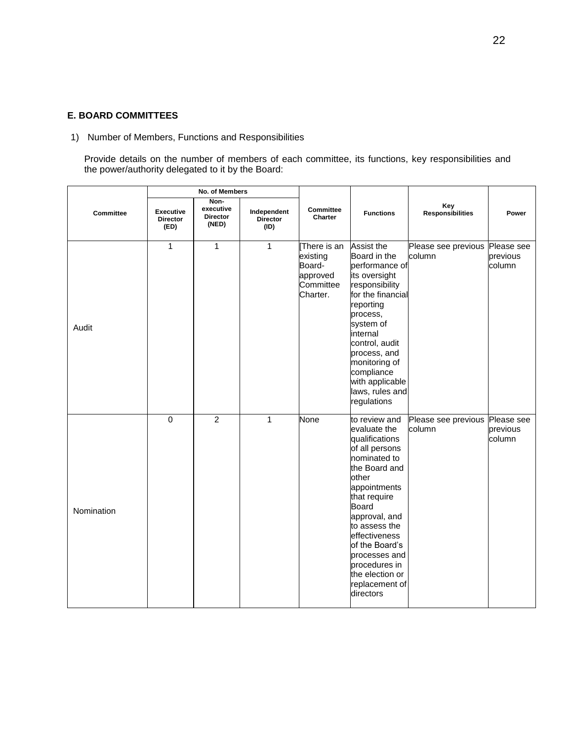## E. BOARD COMMITTEES

1) Number of Members, Functions and Responsibilities

Provide details on the number of members of each committee, its functions, key responsibilities and the power/authority delegated to it by the Board:

| Committee | No. of Members | | | Committee Charter | Functions | Key Responsibilities | Power |
|---|---|---|---|---|---|---|---|
| | Executive Director (ED) | Non-executive Director (NED) | Independent Director (ID) | | | | |
| Audit | 1 | 1 | 1 | [There is an existing Board-approved Committee Charter. | Assist the Board in the performance of its oversight responsibility for the financial reporting process, system of internal control, audit process, and monitoring of compliance with applicable laws, rules and regulations | Please see previous column | Please see previous column |
| Nomination | 0 | 2 | 1 | None | to review and evaluate the qualifications of all persons nominated to the Board and other appointments that require Board approval, and to assess the effectiveness of the Board's processes and procedures in the election or replacement of directors | Please see previous column | Please see previous column |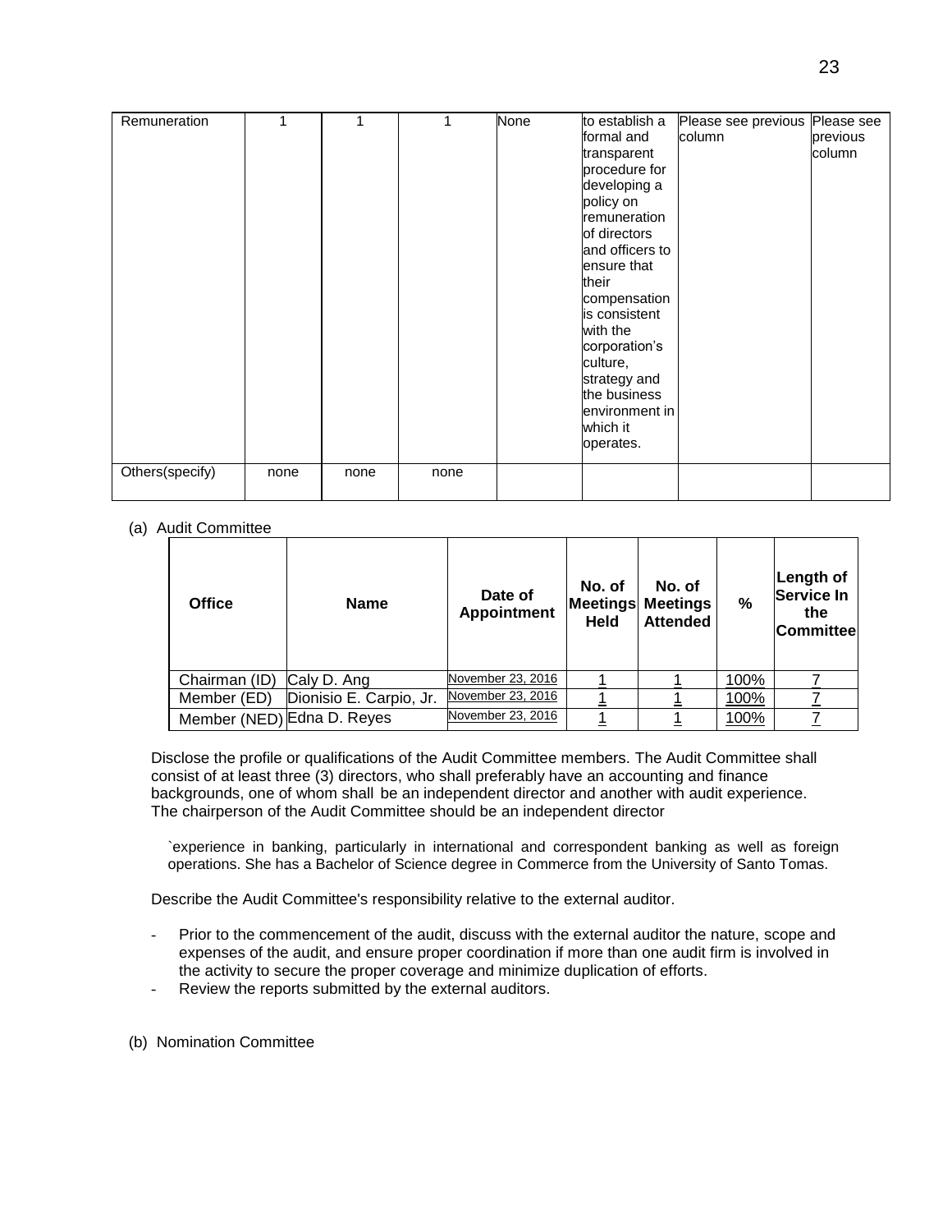| Remuneration | 1 | 1 | 1 | None | to establish a formal and transparent procedure for developing a policy on remuneration of directors and officers to ensure that their compensation is consistent with the corporation's culture, strategy and the business environment in which it operates. | Please see previous column | Please see previous column |
|---|---|---|---|---|---|---|---|
| Others(specify) | none | none | none | | | | |

(a) Audit Committee

| Office | Name | Date of Appointment | No. of Meetings Held | No. of Meetings Attended | % | Length of Service In the Committee |
|---|---|---|---|---|---|---|
| Chairman (ID) | Caly D. Ang | November 23, 2016 | 1 | 1 | 100% | 7 |
| Member (ED) | Dionisio E. Carpio, Jr. | November 23, 2016 | 1 | 1 | 100% | 7 |
| Member (NED) | Edna D. Reyes | November 23, 2016 | 1 | 1 | 100% | 7 |

Disclose the profile or qualifications of the Audit Committee members. The Audit Committee shall consist of at least three (3) directors, who shall preferably have an accounting and finance backgrounds, one of whom shall be an independent director and another with audit experience. The chairperson of the Audit Committee should be an independent director

`experience in banking, particularly in international and correspondent banking as well as foreign operations. She has a Bachelor of Science degree in Commerce from the University of Santo Tomas.

Describe the Audit Committee's responsibility relative to the external auditor.

- Prior to the commencement of the audit, discuss with the external auditor the nature, scope and expenses of the audit, and ensure proper coordination if more than one audit firm is involved in the activity to secure the proper coverage and minimize duplication of efforts.
- Review the reports submitted by the external auditors.

(b) Nomination Committee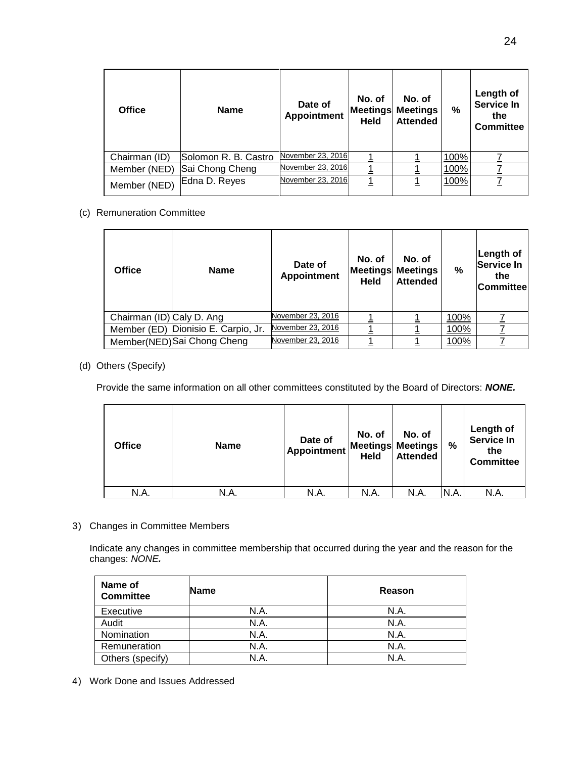| Office | Name | Date of Appointment | No. of Meetings Held | No. of Meetings Attended | % | Length of Service In the Committee |
|---|---|---|---|---|---|---|
| Chairman (ID) | Solomon R. B. Castro | November 23, 2016 | 1 | 1 | 100% | 7 |
| Member (NED) | Sai Chong Cheng | November 23, 2016 | 1 | 1 | 100% | 7 |
| Member (NED) | Edna D. Reyes | November 23, 2016 | 1 | 1 | 100% | 7 |

(c) Remuneration Committee

| Office | Name | Date of Appointment | No. of Meetings Held | No. of Meetings Attended | % | Length of Service In the Committee |
|---|---|---|---|---|---|---|
| Chairman (ID) | Caly D. Ang | November 23, 2016 | 1 | 1 | 100% | 7 |
| Member (ED) | Dionisio E. Carpio, Jr. | November 23, 2016 | 1 | 1 | 100% | 7 |
| Member(NED) | Sai Chong Cheng | November 23, 2016 | 1 | 1 | 100% | 7 |

(d) Others (Specify)

Provide the same information on all other committees constituted by the Board of Directors: ***NONE.***

| Office | Name | Date of Appointment | No. of Meetings Held | No. of Meetings Attended | % | Length of Service In the Committee |
|---|---|---|---|---|---|---|
| N.A. | N.A. | N.A. | N.A. | N.A. | N.A. | N.A. |

3) Changes in Committee Members

Indicate any changes in committee membership that occurred during the year and the reason for the changes: *NONE.*

| Name of Committee | Name | Reason |
|---|---|---|
| Executive | N.A. | N.A. |
| Audit | N.A. | N.A. |
| Nomination | N.A. | N.A. |
| Remuneration | N.A. | N.A. |
| Others (specify) | N.A. | N.A. |

4) Work Done and Issues Addressed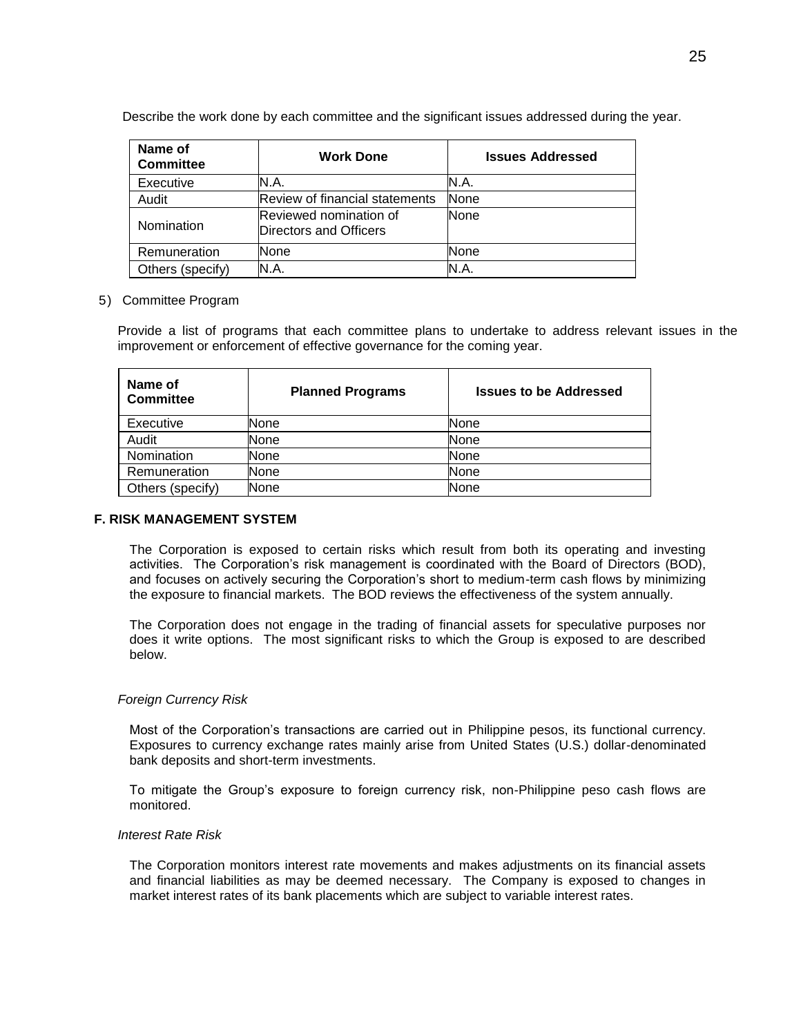Describe the work done by each committee and the significant issues addressed during the year.

| Name of Committee | Work Done | Issues Addressed |
|---|---|---|
| Executive | N.A. | N.A. |
| Audit | Review of financial statements | None |
| Nomination | Reviewed nomination of Directors and Officers | None |
| Remuneration | None | None |
| Others (specify) | N.A. | N.A. |

5) Committee Program

Provide a list of programs that each committee plans to undertake to address relevant issues in the improvement or enforcement of effective governance for the coming year.

| Name of Committee | Planned Programs | Issues to be Addressed |
|---|---|---|
| Executive | None | None |
| Audit | None | None |
| Nomination | None | None |
| Remuneration | None | None |
| Others (specify) | None | None |

## F. RISK MANAGEMENT SYSTEM

The Corporation is exposed to certain risks which result from both its operating and investing activities. The Corporation's risk management is coordinated with the Board of Directors (BOD), and focuses on actively securing the Corporation's short to medium-term cash flows by minimizing the exposure to financial markets. The BOD reviews the effectiveness of the system annually.

The Corporation does not engage in the trading of financial assets for speculative purposes nor does it write options. The most significant risks to which the Group is exposed to are described below.

*Foreign Currency Risk*

Most of the Corporation's transactions are carried out in Philippine pesos, its functional currency. Exposures to currency exchange rates mainly arise from United States (U.S.) dollar-denominated bank deposits and short-term investments.

To mitigate the Group's exposure to foreign currency risk, non-Philippine peso cash flows are monitored.

*Interest Rate Risk*

The Corporation monitors interest rate movements and makes adjustments on its financial assets and financial liabilities as may be deemed necessary. The Company is exposed to changes in market interest rates of its bank placements which are subject to variable interest rates.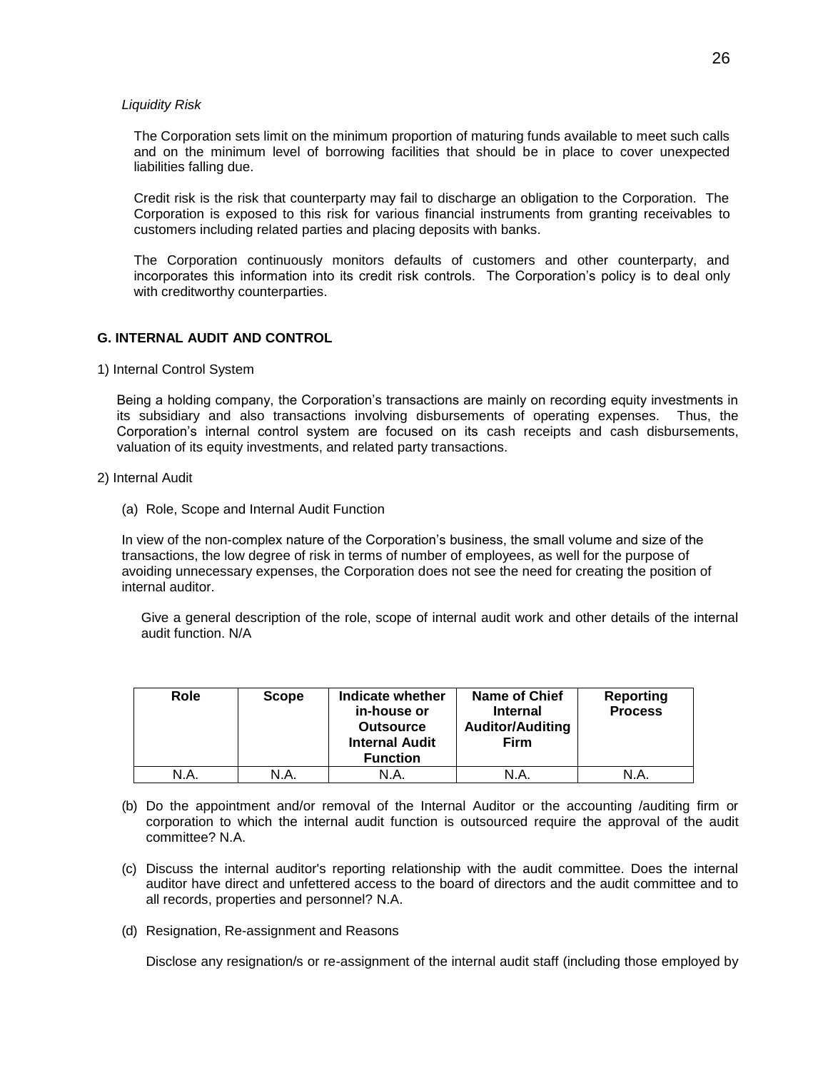*Liquidity Risk*

The Corporation sets limit on the minimum proportion of maturing funds available to meet such calls and on the minimum level of borrowing facilities that should be in place to cover unexpected liabilities falling due.

Credit risk is the risk that counterparty may fail to discharge an obligation to the Corporation. The Corporation is exposed to this risk for various financial instruments from granting receivables to customers including related parties and placing deposits with banks.

The Corporation continuously monitors defaults of customers and other counterparty, and incorporates this information into its credit risk controls. The Corporation's policy is to deal only with creditworthy counterparties.

**G. INTERNAL AUDIT AND CONTROL**

1) Internal Control System

Being a holding company, the Corporation's transactions are mainly on recording equity investments in its subsidiary and also transactions involving disbursements of operating expenses. Thus, the Corporation's internal control system are focused on its cash receipts and cash disbursements, valuation of its equity investments, and related party transactions.

2) Internal Audit

(a) Role, Scope and Internal Audit Function

In view of the non-complex nature of the Corporation's business, the small volume and size of the transactions, the low degree of risk in terms of number of employees, as well for the purpose of avoiding unnecessary expenses, the Corporation does not see the need for creating the position of internal auditor.

Give a general description of the role, scope of internal audit work and other details of the internal audit function. N/A

| Role | Scope | Indicate whether in-house or Outsource Internal Audit Function | Name of Chief Internal Auditor/Auditing Firm | Reporting Process |
|---|---|---|---|---|
| N.A. | N.A. | N.A. | N.A. | N.A. |

(b) Do the appointment and/or removal of the Internal Auditor or the accounting /auditing firm or corporation to which the internal audit function is outsourced require the approval of the audit committee? N.A.

(c) Discuss the internal auditor's reporting relationship with the audit committee. Does the internal auditor have direct and unfettered access to the board of directors and the audit committee and to all records, properties and personnel? N.A.

(d) Resignation, Re-assignment and Reasons

Disclose any resignation/s or re-assignment of the internal audit staff (including those employed by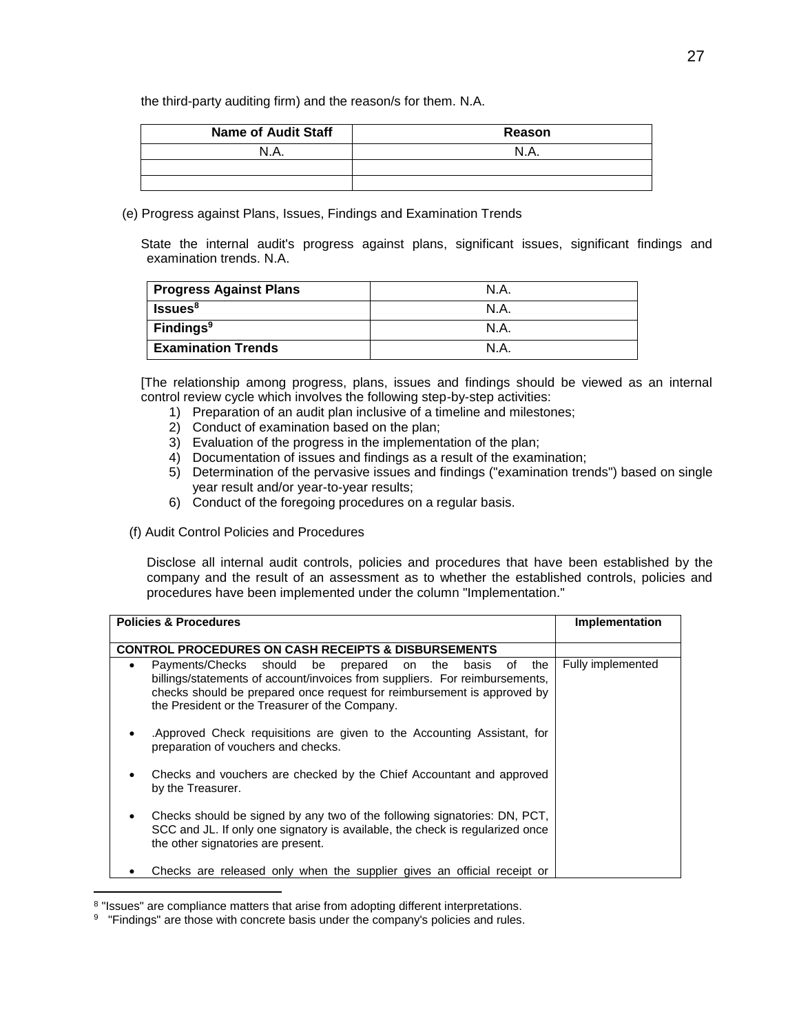the third-party auditing firm) and the reason/s for them. N.A.

| Name of Audit Staff | Reason |
|---|---|
| N.A. | N.A. |
| | |
| | |

(e) Progress against Plans, Issues, Findings and Examination Trends

State the internal audit's progress against plans, significant issues, significant findings and examination trends. N.A.

| Progress Against Plans | N.A. |
|---|---|
| Issues[8] | N.A. |
| Findings[9] | N.A. |
| Examination Trends | N.A. |

[The relationship among progress, plans, issues and findings should be viewed as an internal control review cycle which involves the following step-by-step activities:

1) Preparation of an audit plan inclusive of a timeline and milestones;
2) Conduct of examination based on the plan;
3) Evaluation of the progress in the implementation of the plan;
4) Documentation of issues and findings as a result of the examination;
5) Determination of the pervasive issues and findings ("examination trends") based on single year result and/or year-to-year results;
6) Conduct of the foregoing procedures on a regular basis.

(f) Audit Control Policies and Procedures

Disclose all internal audit controls, policies and procedures that have been established by the company and the result of an assessment as to whether the established controls, policies and procedures have been implemented under the column "Implementation."

| Policies & Procedures | Implementation |
|---|---|
| **CONTROL PROCEDURES ON CASH RECEIPTS & DISBURSEMENTS** | |
| • Payments/Checks should be prepared on the basis of the billings/statements of account/invoices from suppliers. For reimbursements, checks should be prepared once request for reimbursement is approved by the President or the Treasurer of the Company.<br><br>• .Approved Check requisitions are given to the Accounting Assistant, for preparation of vouchers and checks.<br><br>• Checks and vouchers are checked by the Chief Accountant and approved by the Treasurer.<br><br>• Checks should be signed by any two of the following signatories: DN, PCT, SCC and JL. If only one signatory is available, the check is regularized once the other signatories are present.<br><br>• Checks are released only when the supplier gives an official receipt or | Fully implemented |

[8] "Issues" are compliance matters that arise from adopting different interpretations.

[9] "Findings" are those with concrete basis under the company's policies and rules.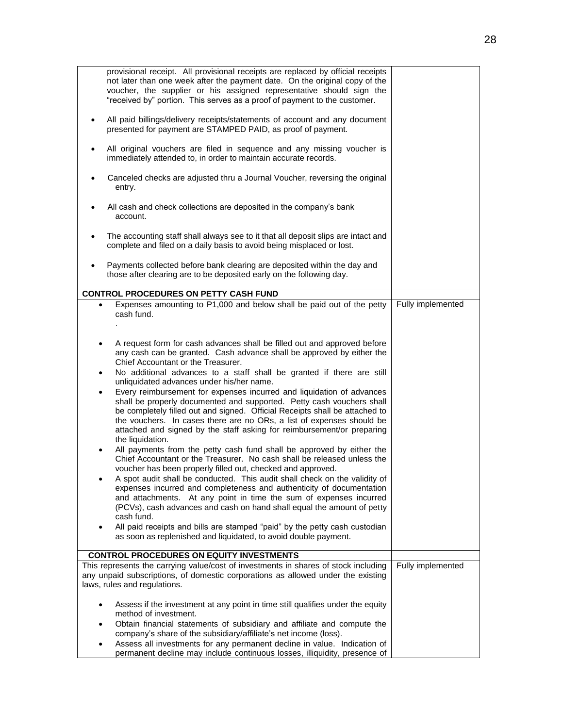| | |
|---|---|
| provisional receipt. All provisional receipts are replaced by official receipts not later than one week after the payment date. On the original copy of the voucher, the supplier or his assigned representative should sign the "received by" portion. This serves as a proof of payment to the customer.<br><br>• All paid billings/delivery receipts/statements of account and any document presented for payment are STAMPED PAID, as proof of payment.<br><br>• All original vouchers are filed in sequence and any missing voucher is immediately attended to, in order to maintain accurate records.<br><br>• Canceled checks are adjusted thru a Journal Voucher, reversing the original entry.<br><br>• All cash and check collections are deposited in the company's bank account.<br><br>• The accounting staff shall always see to it that all deposit slips are intact and complete and filed on a daily basis to avoid being misplaced or lost.<br><br>• Payments collected before bank clearing are deposited within the day and those after clearing are to be deposited early on the following day. | |
| **CONTROL PROCEDURES ON PETTY CASH FUND** | |
| • Expenses amounting to P1,000 and below shall be paid out of the petty cash fund.<br>.<br><br>• A request form for cash advances shall be filled out and approved before any cash can be granted. Cash advance shall be approved by either the Chief Accountant or the Treasurer.<br>• No additional advances to a staff shall be granted if there are still unliquidated advances under his/her name.<br>• Every reimbursement for expenses incurred and liquidation of advances shall be properly documented and supported. Petty cash vouchers shall be completely filled out and signed. Official Receipts shall be attached to the vouchers. In cases there are no ORs, a list of expenses should be attached and signed by the staff asking for reimbursement/or preparing the liquidation.<br>• All payments from the petty cash fund shall be approved by either the Chief Accountant or the Treasurer. No cash shall be released unless the voucher has been properly filled out, checked and approved.<br>• A spot audit shall be conducted. This audit shall check on the validity of expenses incurred and completeness and authenticity of documentation and attachments. At any point in time the sum of expenses incurred (PCVs), cash advances and cash on hand shall equal the amount of petty cash fund.<br>• All paid receipts and bills are stamped "paid" by the petty cash custodian as soon as replenished and liquidated, to avoid double payment. | Fully implemented |
| **CONTROL PROCEDURES ON EQUITY INVESTMENTS** | |
| This represents the carrying value/cost of investments in shares of stock including any unpaid subscriptions, of domestic corporations as allowed under the existing laws, rules and regulations.<br><br>• Assess if the investment at any point in time still qualifies under the equity method of investment.<br>• Obtain financial statements of subsidiary and affiliate and compute the company's share of the subsidiary/affiliate's net income (loss).<br>• Assess all investments for any permanent decline in value. Indication of permanent decline may include continuous losses, illiquidity, presence of | Fully implemented |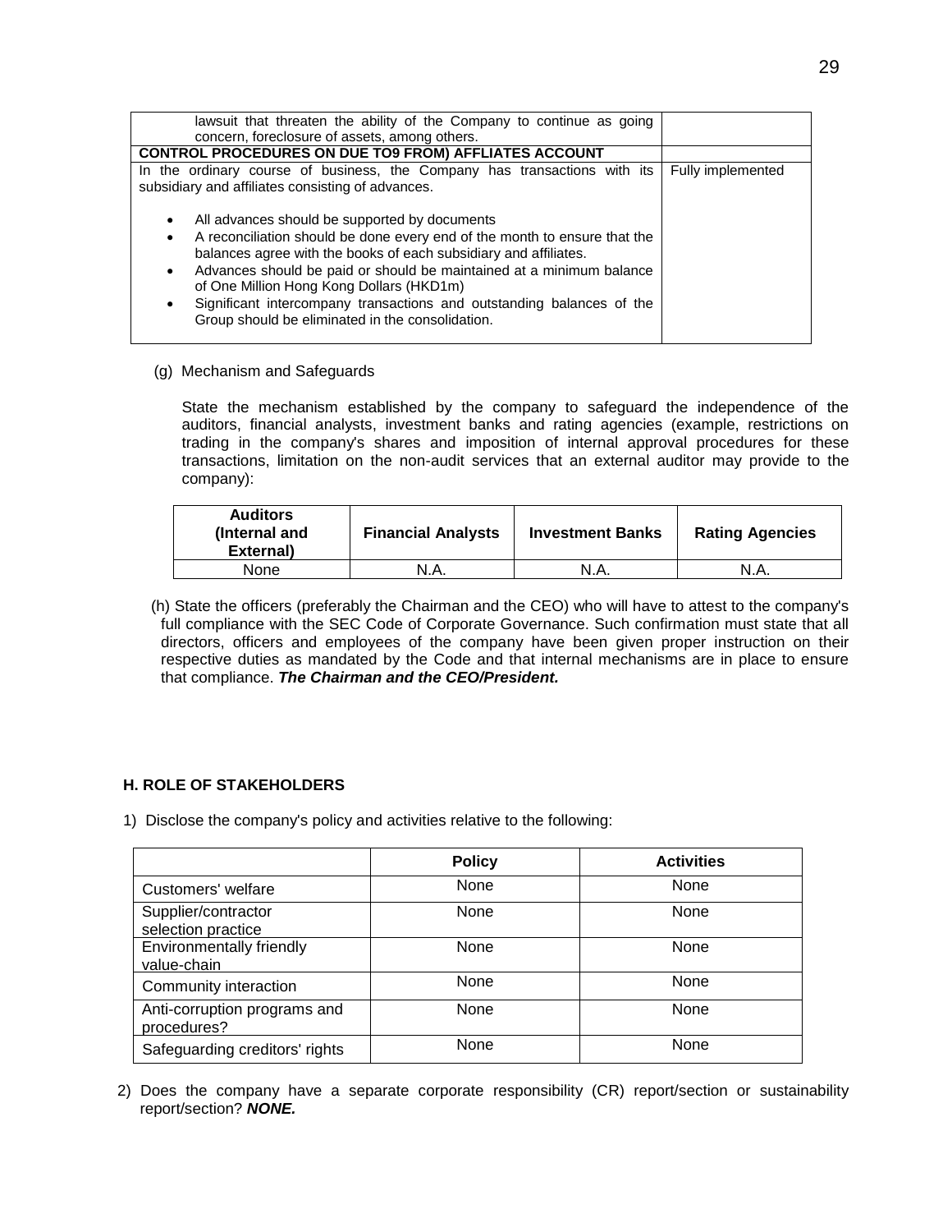| | |
|---|---|
| lawsuit that threaten the ability of the Company to continue as going concern, foreclosure of assets, among others. | |
| **CONTROL PROCEDURES ON DUE TO9 FROM) AFFLIATES ACCOUNT** | |
| In the ordinary course of business, the Company has transactions with its subsidiary and affiliates consisting of advances.<br><br>• All advances should be supported by documents<br>• A reconciliation should be done every end of the month to ensure that the balances agree with the books of each subsidiary and affiliates.<br>• Advances should be paid or should be maintained at a minimum balance of One Million Hong Kong Dollars (HKD1m)<br>• Significant intercompany transactions and outstanding balances of the Group should be eliminated in the consolidation. | Fully implemented |

(g) Mechanism and Safeguards

State the mechanism established by the company to safeguard the independence of the auditors, financial analysts, investment banks and rating agencies (example, restrictions on trading in the company's shares and imposition of internal approval procedures for these transactions, limitation on the non-audit services that an external auditor may provide to the company):

| Auditors (Internal and External) | Financial Analysts | Investment Banks | Rating Agencies |
|---|---|---|---|
| None | N.A. | N.A. | N.A. |

(h) State the officers (preferably the Chairman and the CEO) who will have to attest to the company's full compliance with the SEC Code of Corporate Governance. Such confirmation must state that all directors, officers and employees of the company have been given proper instruction on their respective duties as mandated by the Code and that internal mechanisms are in place to ensure that compliance. ***The Chairman and the CEO/President.***

### H. ROLE OF STAKEHOLDERS

1) Disclose the company's policy and activities relative to the following:

| | Policy | Activities |
|---|---|---|
| Customers' welfare | None | None |
| Supplier/contractor selection practice | None | None |
| Environmentally friendly value-chain | None | None |
| Community interaction | None | None |
| Anti-corruption programs and procedures? | None | None |
| Safeguarding creditors' rights | None | None |

2) Does the company have a separate corporate responsibility (CR) report/section or sustainability report/section? ***NONE.***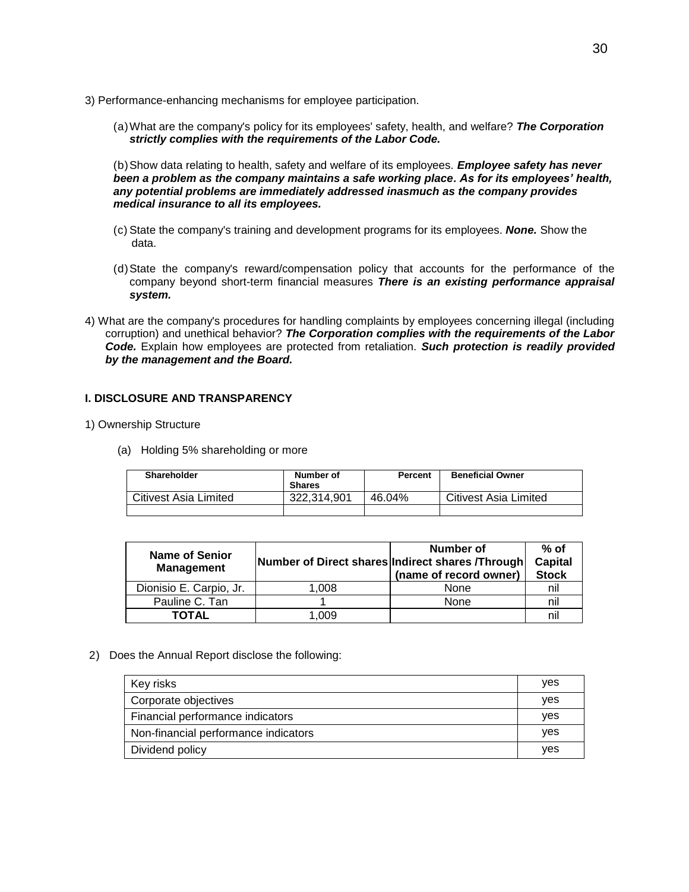3) Performance-enhancing mechanisms for employee participation.

(a) What are the company's policy for its employees' safety, health, and welfare? ***The Corporation strictly complies with the requirements of the Labor Code.***

(b) Show data relating to health, safety and welfare of its employees. ***Employee safety has never been a problem as the company maintains a safe working place. As for its employees' health, any potential problems are immediately addressed inasmuch as the company provides medical insurance to all its employees.***

(c) State the company's training and development programs for its employees. ***None.*** Show the data.

(d) State the company's reward/compensation policy that accounts for the performance of the company beyond short-term financial measures ***There is an existing performance appraisal system.***

4) What are the company's procedures for handling complaints by employees concerning illegal (including corruption) and unethical behavior? ***The Corporation complies with the requirements of the Labor Code.*** Explain how employees are protected from retaliation. ***Such protection is readily provided by the management and the Board.***

### I. DISCLOSURE AND TRANSPARENCY

1) Ownership Structure

(a) Holding 5% shareholding or more

| Shareholder | Number of Shares | Percent | Beneficial Owner |
|---|---|---|---|
| Citivest Asia Limited | 322,314,901 | 46.04% | Citivest Asia Limited |
| | | | |

| Name of Senior Management | Number of Direct shares | Number of Indirect shares /Through (name of record owner) | % of Capital Stock |
|---|---|---|---|
| Dionisio E. Carpio, Jr. | 1,008 | None | nil |
| Pauline C. Tan | 1 | None | nil |
| **TOTAL** | 1,009 | | nil |

2) Does the Annual Report disclose the following:

| | |
|---|---|
| Key risks | yes |
| Corporate objectives | yes |
| Financial performance indicators | yes |
| Non-financial performance indicators | yes |
| Dividend policy | yes |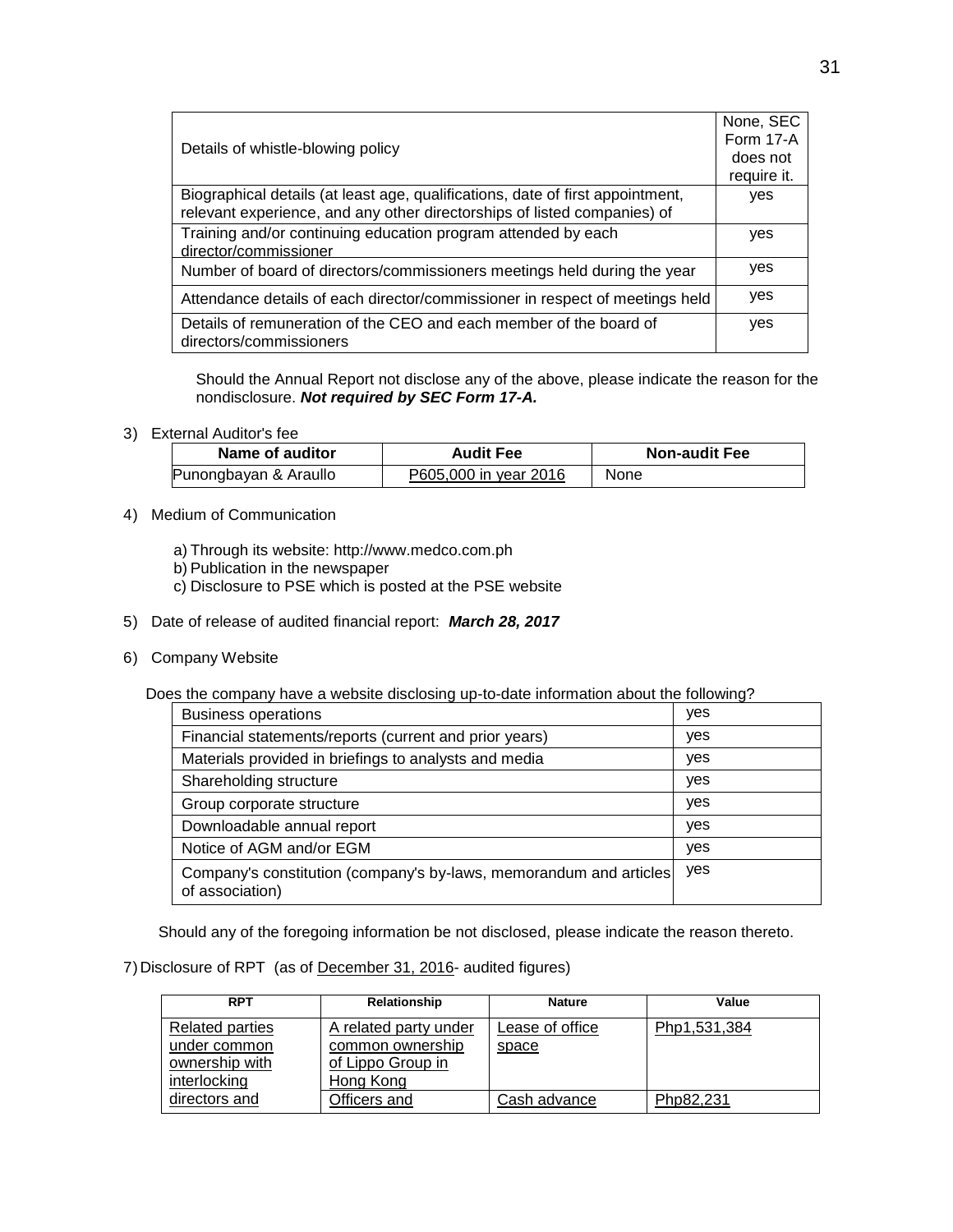| | |
|---|---|
| Details of whistle-blowing policy | None, SEC Form 17-A does not require it. |
| Biographical details (at least age, qualifications, date of first appointment, relevant experience, and any other directorships of listed companies) of | yes |
| Training and/or continuing education program attended by each director/commissioner | yes |
| Number of board of directors/commissioners meetings held during the year | yes |
| Attendance details of each director/commissioner in respect of meetings held | yes |
| Details of remuneration of the CEO and each member of the board of directors/commissioners | yes |

Should the Annual Report not disclose any of the above, please indicate the reason for the nondisclosure. ***Not required by SEC Form 17-A.***

3) External Auditor's fee

| Name of auditor | Audit Fee | Non-audit Fee |
|---|---|---|
| Punongbayan & Araullo | P605,000 in year 2016 | None |

4) Medium of Communication

a) Through its website: http://www.medco.com.ph
b) Publication in the newspaper
c) Disclosure to PSE which is posted at the PSE website

5) Date of release of audited financial report: ***March 28, 2017***

6) Company Website

Does the company have a website disclosing up-to-date information about the following?

| | |
|---|---|
| Business operations | yes |
| Financial statements/reports (current and prior years) | yes |
| Materials provided in briefings to analysts and media | yes |
| Shareholding structure | yes |
| Group corporate structure | yes |
| Downloadable annual report | yes |
| Notice of AGM and/or EGM | yes |
| Company's constitution (company's by-laws, memorandum and articles of association) | yes |

Should any of the foregoing information be not disclosed, please indicate the reason thereto.

7) Disclosure of RPT (as of December 31, 2016- audited figures)

| RPT | Relationship | Nature | Value |
|---|---|---|---|
| Related parties under common ownership with interlocking directors and | A related party under common ownership of Lippo Group in Hong Kong | Lease of office space | Php1,531,384 |
| | Officers and | Cash advance | Php82,231 |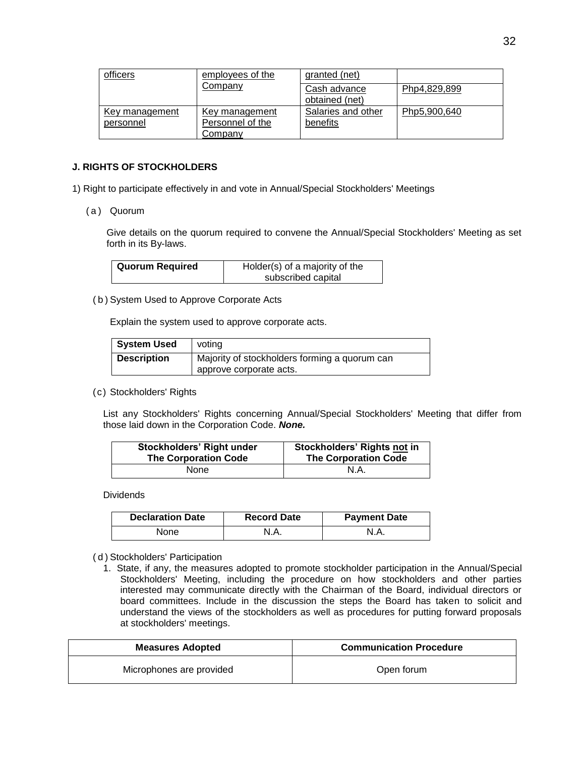| officers | employees of the Company | granted (net) | |
|---|---|---|---|
| | | Cash advance obtained (net) | Php4,829,899 |
| Key management personnel | Key management Personnel of the Company | Salaries and other benefits | Php5,900,640 |

**J. RIGHTS OF STOCKHOLDERS**

1) Right to participate effectively in and vote in Annual/Special Stockholders' Meetings

(a) Quorum

Give details on the quorum required to convene the Annual/Special Stockholders' Meeting as set forth in its By-laws.

| Quorum Required | Holder(s) of a majority of the subscribed capital |
|---|---|

(b) System Used to Approve Corporate Acts

Explain the system used to approve corporate acts.

| System Used | voting |
|---|---|
| Description | Majority of stockholders forming a quorum can approve corporate acts. |

(c) Stockholders' Rights

List any Stockholders' Rights concerning Annual/Special Stockholders' Meeting that differ from those laid down in the Corporation Code. ***None.***

| Stockholders' Right under The Corporation Code | Stockholders' Rights not in The Corporation Code |
|---|---|
| None | N.A. |

Dividends

| Declaration Date | Record Date | Payment Date |
|---|---|---|
| None | N.A. | N.A. |

(d) Stockholders' Participation

1. State, if any, the measures adopted to promote stockholder participation in the Annual/Special Stockholders' Meeting, including the procedure on how stockholders and other parties interested may communicate directly with the Chairman of the Board, individual directors or board committees. Include in the discussion the steps the Board has taken to solicit and understand the views of the stockholders as well as procedures for putting forward proposals at stockholders' meetings.

| Measures Adopted | Communication Procedure |
|---|---|
| Microphones are provided | Open forum |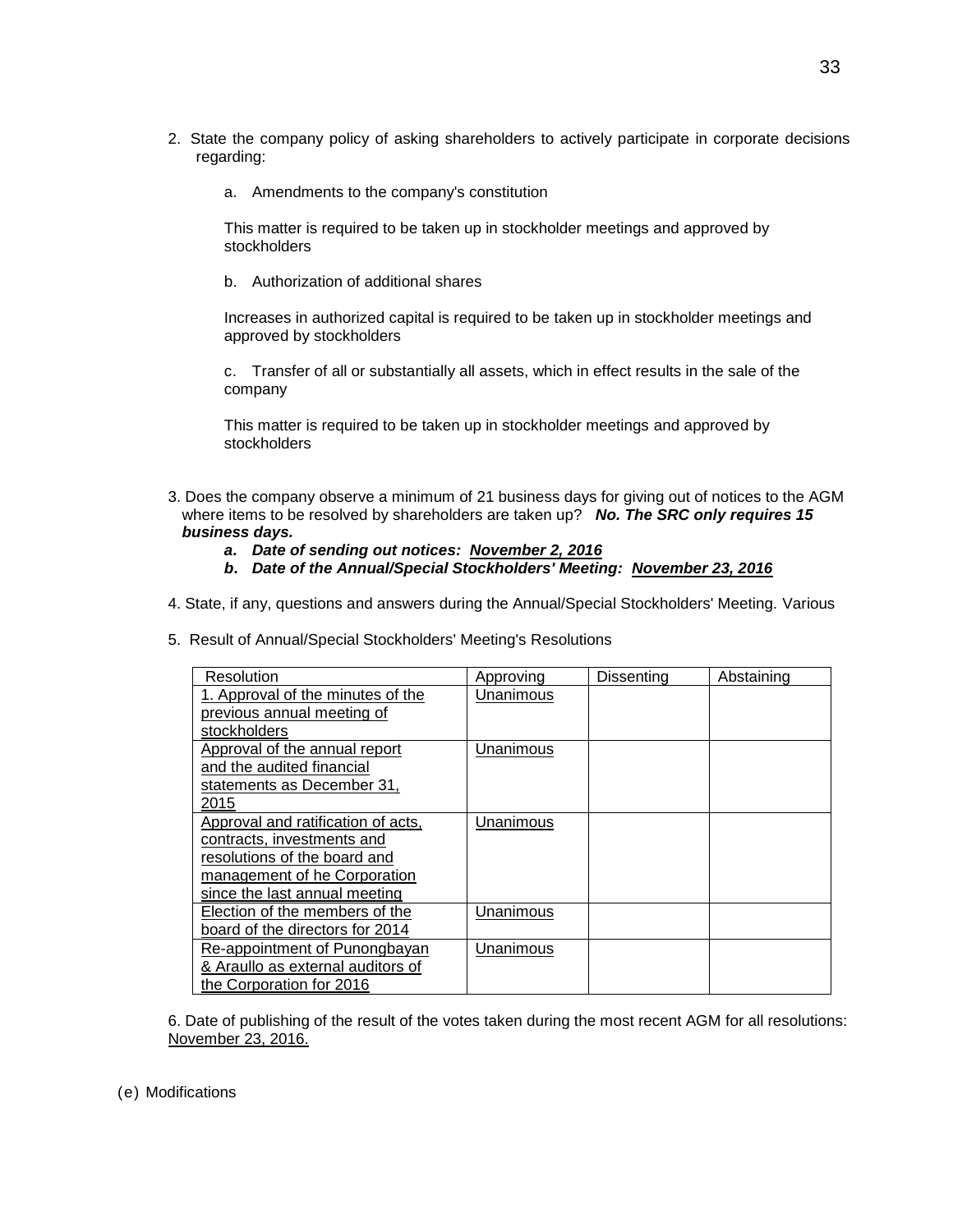2. State the company policy of asking shareholders to actively participate in corporate decisions regarding:

   a. Amendments to the company's constitution

   This matter is required to be taken up in stockholder meetings and approved by stockholders

   b. Authorization of additional shares

   Increases in authorized capital is required to be taken up in stockholder meetings and approved by stockholders

   c. Transfer of all or substantially all assets, which in effect results in the sale of the company

   This matter is required to be taken up in stockholder meetings and approved by stockholders

3. Does the company observe a minimum of 21 business days for giving out of notices to the AGM where items to be resolved by shareholders are taken up? ***No. The SRC only requires 15 business days.***

   ***a. Date of sending out notices: <u>November 2, 2016</u>***

   ***b. Date of the Annual/Special Stockholders' Meeting: <u>November 23, 2016</u>***

4. State, if any, questions and answers during the Annual/Special Stockholders' Meeting. Various

5. Result of Annual/Special Stockholders' Meeting's Resolutions

| Resolution | Approving | Dissenting | Abstaining |
|---|---|---|---|
| <u>1. Approval of the minutes of the previous annual meeting of stockholders</u> | <u>Unanimous</u> | | |
| <u>Approval of the annual report and the audited financial statements as December 31, 2015</u> | <u>Unanimous</u> | | |
| <u>Approval and ratification of acts, contracts, investments and resolutions of the board and management of he Corporation since the last annual meeting</u> | <u>Unanimous</u> | | |
| <u>Election of the members of the board of the directors for 2014</u> | <u>Unanimous</u> | | |
| <u>Re-appointment of Punongbayan & Araullo as external auditors of the Corporation for 2016</u> | <u>Unanimous</u> | | |

6. Date of publishing of the result of the votes taken during the most recent AGM for all resolutions: <u>November 23, 2016.</u>

(e) Modifications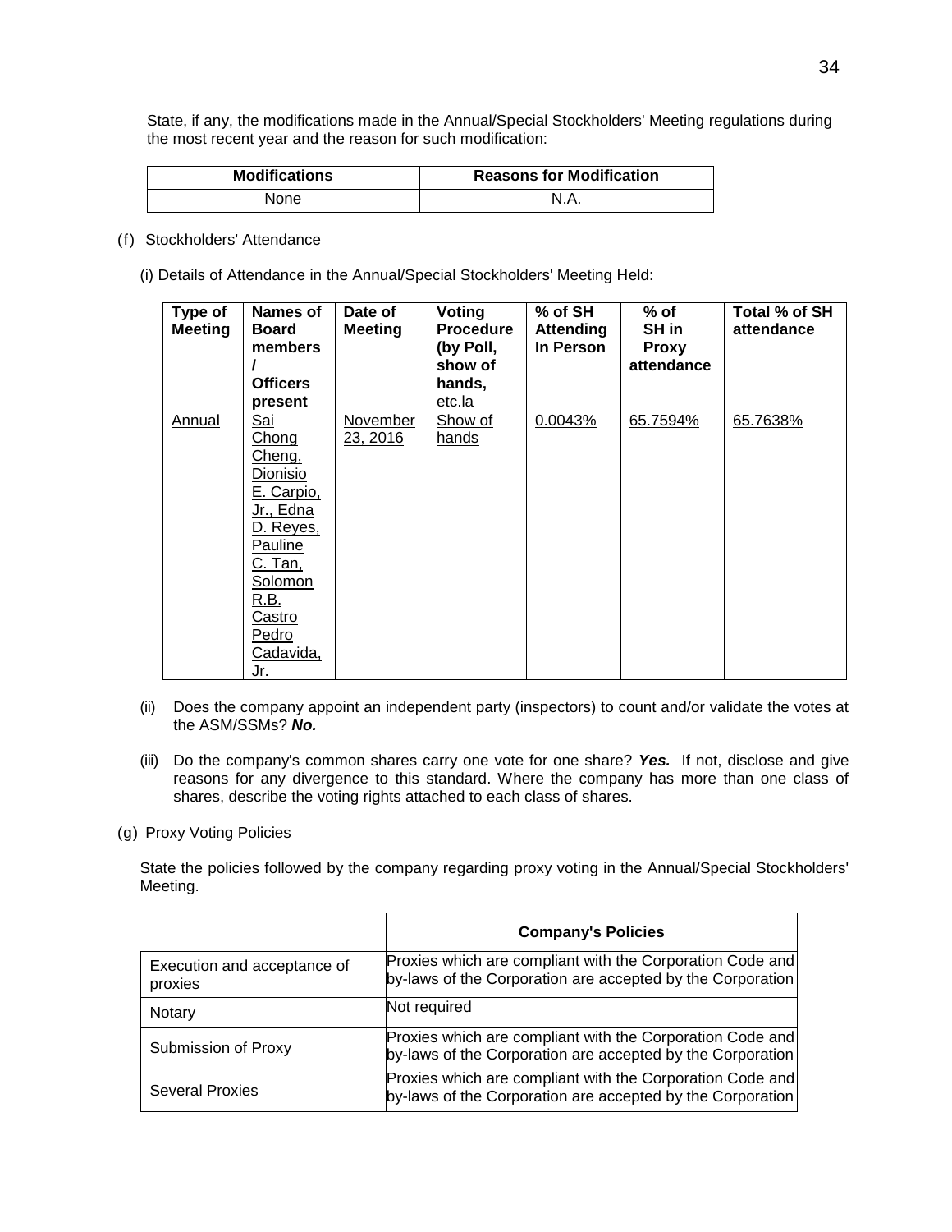State, if any, the modifications made in the Annual/Special Stockholders' Meeting regulations during the most recent year and the reason for such modification:

| Modifications | Reasons for Modification |
|---|---|
| None | N.A. |

(f) Stockholders' Attendance

(i) Details of Attendance in the Annual/Special Stockholders' Meeting Held:

| Type of Meeting | Names of Board members / Officers present | Date of Meeting | Voting Procedure (by Poll, show of hands, etc.la | % of SH Attending In Person | % of SH in Proxy attendance | Total % of SH attendance |
|---|---|---|---|---|---|---|
| Annual | Sai Chong Cheng, Dionisio E. Carpio, Jr., Edna D. Reyes, Pauline C. Tan, Solomon R.B. Castro Pedro Cadavida, Jr. | November 23, 2016 | Show of hands | 0.0043% | 65.7594% | 65.7638% |

(ii) Does the company appoint an independent party (inspectors) to count and/or validate the votes at the ASM/SSMs? ***No.***

(iii) Do the company's common shares carry one vote for one share? ***Yes.*** If not, disclose and give reasons for any divergence to this standard. Where the company has more than one class of shares, describe the voting rights attached to each class of shares.

(g) Proxy Voting Policies

State the policies followed by the company regarding proxy voting in the Annual/Special Stockholders' Meeting.

| | Company's Policies |
|---|---|
| Execution and acceptance of proxies | Proxies which are compliant with the Corporation Code and by-laws of the Corporation are accepted by the Corporation |
| Notary | Not required |
| Submission of Proxy | Proxies which are compliant with the Corporation Code and by-laws of the Corporation are accepted by the Corporation |
| Several Proxies | Proxies which are compliant with the Corporation Code and by-laws of the Corporation are accepted by the Corporation |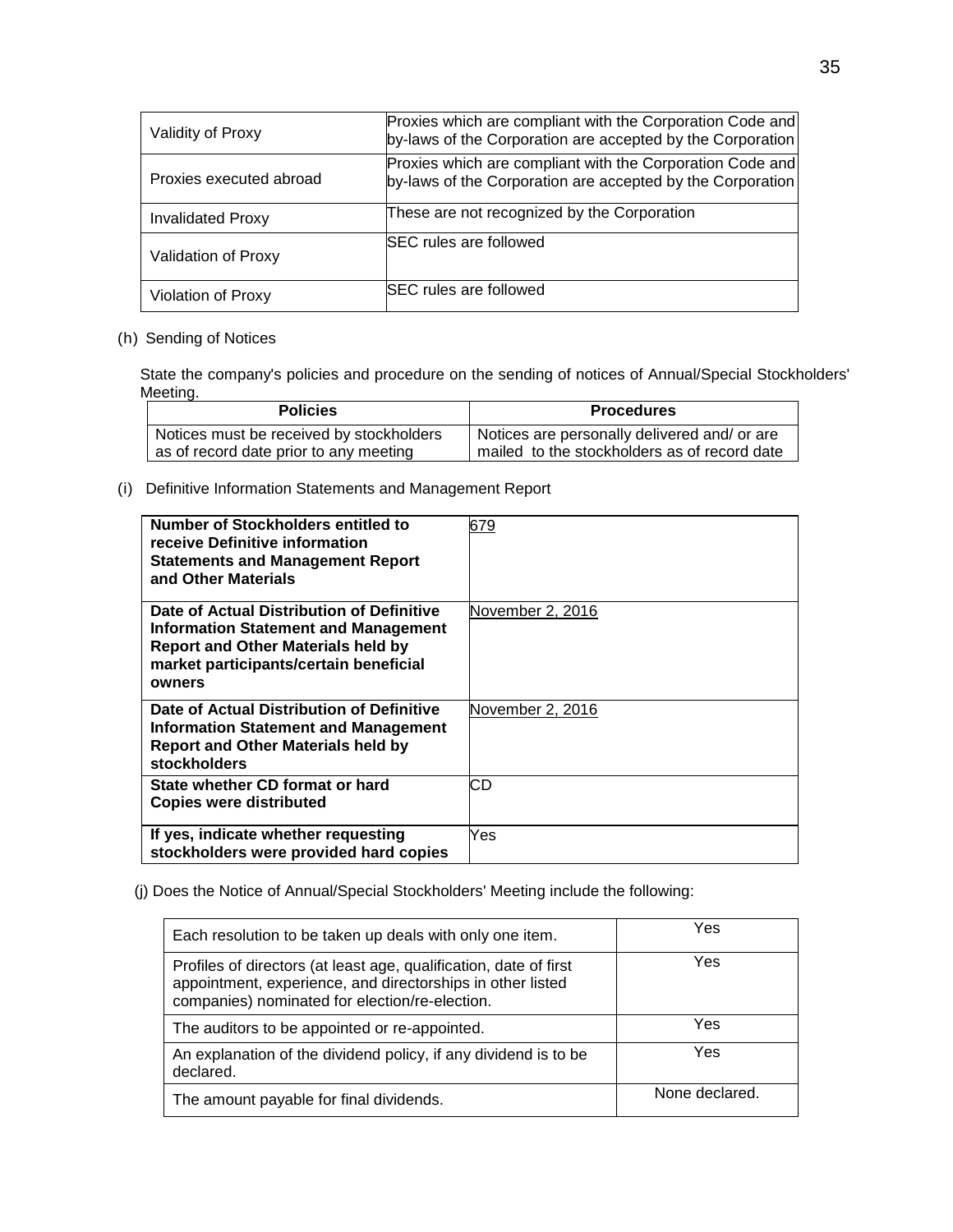| Validity of Proxy | Proxies which are compliant with the Corporation Code and by-laws of the Corporation are accepted by the Corporation |
|---|---|
| Proxies executed abroad | Proxies which are compliant with the Corporation Code and by-laws of the Corporation are accepted by the Corporation |
| Invalidated Proxy | These are not recognized by the Corporation |
| Validation of Proxy | SEC rules are followed |
| Violation of Proxy | SEC rules are followed |

(h) Sending of Notices

State the company's policies and procedure on the sending of notices of Annual/Special Stockholders' Meeting.

| Policies | Procedures |
|---|---|
| Notices must be received by stockholders as of record date prior to any meeting | Notices are personally delivered and/ or are mailed to the stockholders as of record date |

(i) Definitive Information Statements and Management Report

| | |
|---|---|
| **Number of Stockholders entitled to receive Definitive information Statements and Management Report and Other Materials** | 679 |
| **Date of Actual Distribution of Definitive Information Statement and Management Report and Other Materials held by market participants/certain beneficial owners** | November 2, 2016 |
| **Date of Actual Distribution of Definitive Information Statement and Management Report and Other Materials held by stockholders** | November 2, 2016 |
| **State whether CD format or hard Copies were distributed** | CD |
| **If yes, indicate whether requesting stockholders were provided hard copies** | Yes |

(j) Does the Notice of Annual/Special Stockholders' Meeting include the following:

| | |
|---|---|
| Each resolution to be taken up deals with only one item. | Yes |
| Profiles of directors (at least age, qualification, date of first appointment, experience, and directorships in other listed companies) nominated for election/re-election. | Yes |
| The auditors to be appointed or re-appointed. | Yes |
| An explanation of the dividend policy, if any dividend is to be declared. | Yes |
| The amount payable for final dividends. | None declared. |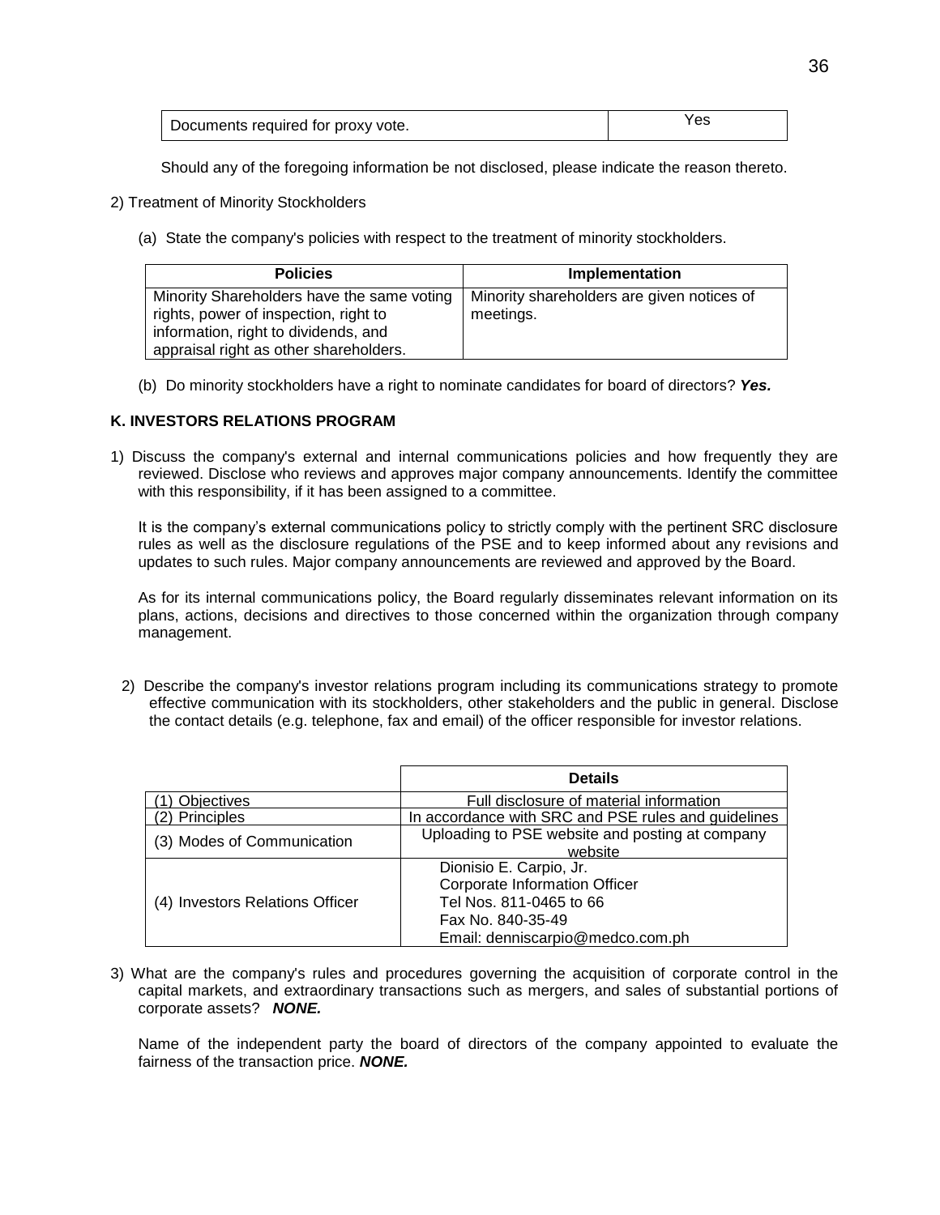| Documents required for proxy vote. | Yes |
|---|---|

Should any of the foregoing information be not disclosed, please indicate the reason thereto.

2) Treatment of Minority Stockholders

(a) State the company's policies with respect to the treatment of minority stockholders.

| Policies | Implementation |
|---|---|
| Minority Shareholders have the same voting rights, power of inspection, right to information, right to dividends, and appraisal right as other shareholders. | Minority shareholders are given notices of meetings. |

(b) Do minority stockholders have a right to nominate candidates for board of directors? ***Yes.***

**K. INVESTORS RELATIONS PROGRAM**

1) Discuss the company's external and internal communications policies and how frequently they are reviewed. Disclose who reviews and approves major company announcements. Identify the committee with this responsibility, if it has been assigned to a committee.

It is the company's external communications policy to strictly comply with the pertinent SRC disclosure rules as well as the disclosure regulations of the PSE and to keep informed about any revisions and updates to such rules. Major company announcements are reviewed and approved by the Board.

As for its internal communications policy, the Board regularly disseminates relevant information on its plans, actions, decisions and directives to those concerned within the organization through company management.

2) Describe the company's investor relations program including its communications strategy to promote effective communication with its stockholders, other stakeholders and the public in general. Disclose the contact details (e.g. telephone, fax and email) of the officer responsible for investor relations.

| | Details |
|---|---|
| (1) Objectives | Full disclosure of material information |
| (2) Principles | In accordance with SRC and PSE rules and guidelines |
| (3) Modes of Communication | Uploading to PSE website and posting at company website |
| (4) Investors Relations Officer | Dionisio E. Carpio, Jr.<br>Corporate Information Officer<br>Tel Nos. 811-0465 to 66<br>Fax No. 840-35-49<br>Email: denniscarpio@medco.com.ph |

3) What are the company's rules and procedures governing the acquisition of corporate control in the capital markets, and extraordinary transactions such as mergers, and sales of substantial portions of corporate assets? ***NONE.***

Name of the independent party the board of directors of the company appointed to evaluate the fairness of the transaction price. ***NONE.***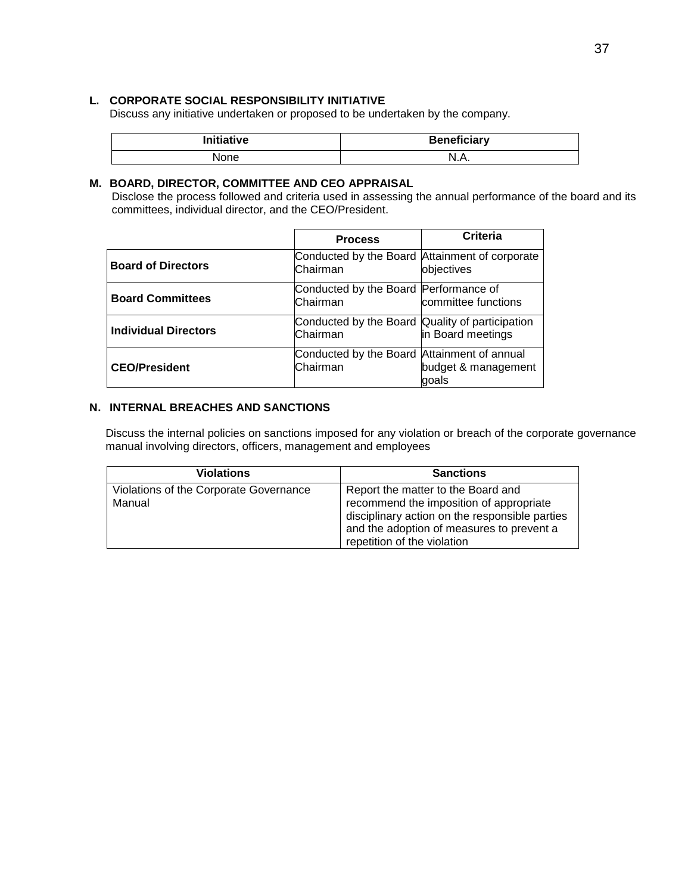## L. CORPORATE SOCIAL RESPONSIBILITY INITIATIVE

Discuss any initiative undertaken or proposed to be undertaken by the company.

| Initiative | Beneficiary |
|---|---|
| None | N.A. |

## M. BOARD, DIRECTOR, COMMITTEE AND CEO APPRAISAL

Disclose the process followed and criteria used in assessing the annual performance of the board and its committees, individual director, and the CEO/President.

| | Process | Criteria |
|---|---|---|
| **Board of Directors** | Conducted by the Board Chairman | Attainment of corporate objectives |
| **Board Committees** | Conducted by the Board Chairman | Performance of committee functions |
| **Individual Directors** | Conducted by the Board Chairman | Quality of participation in Board meetings |
| **CEO/President** | Conducted by the Board Chairman | Attainment of annual budget & management goals |

## N. INTERNAL BREACHES AND SANCTIONS

Discuss the internal policies on sanctions imposed for any violation or breach of the corporate governance manual involving directors, officers, management and employees

| Violations | Sanctions |
|---|---|
| Violations of the Corporate Governance Manual | Report the matter to the Board and recommend the imposition of appropriate disciplinary action on the responsible parties and the adoption of measures to prevent a repetition of the violation |